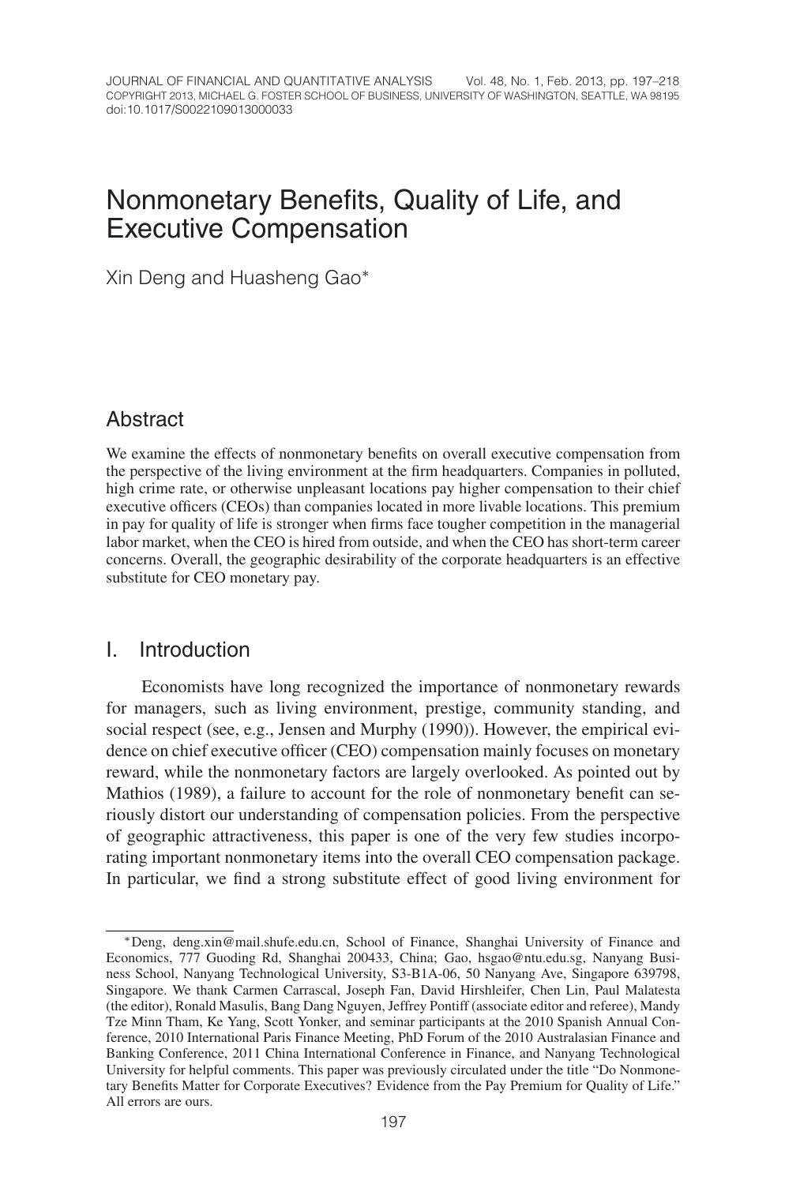# Nonmonetary Benefits, Quality of Life, and Executive Compensation

Xin Deng and Huasheng Gao*

## Abstract

We examine the effects of nonmonetary benefits on overall executive compensation from the perspective of the living environment at the firm headquarters. Companies in polluted, high crime rate, or otherwise unpleasant locations pay higher compensation to their chief executive officers (CEOs) than companies located in more livable locations. This premium in pay for quality of life is stronger when firms face tougher competition in the managerial labor market, when the CEO is hired from outside, and when the CEO has short-term career concerns. Overall, the geographic desirability of the corporate headquarters is an effective substitute for CEO monetary pay.

## I. Introduction

Economists have long recognized the importance of nonmonetary rewards for managers, such as living environment, prestige, community standing, and social respect (see, e.g., Jensen and Murphy (1990)). However, the empirical evidence on chief executive officer (CEO) compensation mainly focuses on monetary reward, while the nonmonetary factors are largely overlooked. As pointed out by Mathios (1989), a failure to account for the role of nonmonetary benefit can seriously distort our understanding of compensation policies. From the perspective of geographic attractiveness, this paper is one of the very few studies incorporating important nonmonetary items into the overall CEO compensation package. In particular, we find a strong substitute effect of good living environment for

*Deng, deng.xin@mail.shufe.edu.cn, School of Finance, Shanghai University of Finance and Economics, 777 Guoding Rd, Shanghai 200433, China; Gao, hsgao@ntu.edu.sg, Nanyang Business School, Nanyang Technological University, S3-B1A-06, 50 Nanyang Ave, Singapore 639798, Singapore. We thank Carmen Carrascal, Joseph Fan, David Hirshleifer, Chen Lin, Paul Malatesta (the editor), Ronald Masulis, Bang Dang Nguyen, Jeffrey Pontiff (associate editor and referee), Mandy Tze Minn Tham, Ke Yang, Scott Yonker, and seminar participants at the 2010 Spanish Annual Conference, 2010 International Paris Finance Meeting, PhD Forum of the 2010 Australasian Finance and Banking Conference, 2011 China International Conference in Finance, and Nanyang Technological University for helpful comments. This paper was previously circulated under the title "Do Nonmonetary Benefits Matter for Corporate Executives? Evidence from the Pay Premium for Quality of Life." All errors are ours.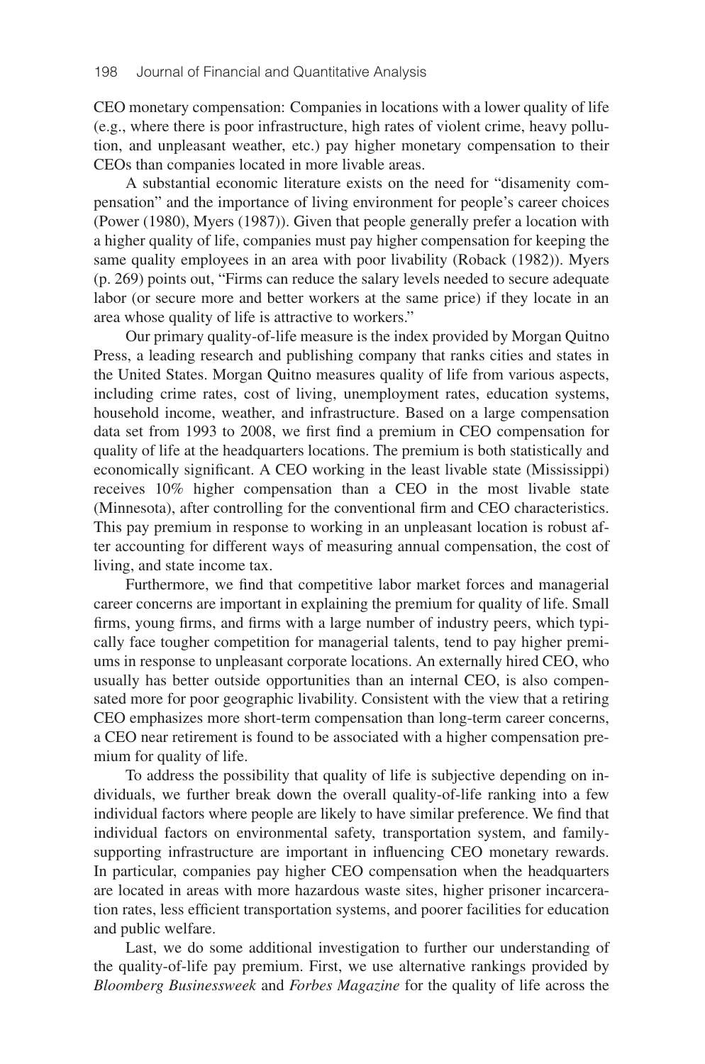CEO monetary compensation: Companies in locations with a lower quality of life (e.g., where there is poor infrastructure, high rates of violent crime, heavy pollution, and unpleasant weather, etc.) pay higher monetary compensation to their CEOs than companies located in more livable areas.

A substantial economic literature exists on the need for "disamenity compensation" and the importance of living environment for people's career choices (Power (1980), Myers (1987)). Given that people generally prefer a location with a higher quality of life, companies must pay higher compensation for keeping the same quality employees in an area with poor livability (Roback (1982)). Myers (p. 269) points out, "Firms can reduce the salary levels needed to secure adequate labor (or secure more and better workers at the same price) if they locate in an area whose quality of life is attractive to workers."

Our primary quality-of-life measure is the index provided by Morgan Quitno Press, a leading research and publishing company that ranks cities and states in the United States. Morgan Quitno measures quality of life from various aspects, including crime rates, cost of living, unemployment rates, education systems, household income, weather, and infrastructure. Based on a large compensation data set from 1993 to 2008, we first find a premium in CEO compensation for quality of life at the headquarters locations. The premium is both statistically and economically significant. A CEO working in the least livable state (Mississippi) receives 10% higher compensation than a CEO in the most livable state (Minnesota), after controlling for the conventional firm and CEO characteristics. This pay premium in response to working in an unpleasant location is robust after accounting for different ways of measuring annual compensation, the cost of living, and state income tax.

Furthermore, we find that competitive labor market forces and managerial career concerns are important in explaining the premium for quality of life. Small firms, young firms, and firms with a large number of industry peers, which typically face tougher competition for managerial talents, tend to pay higher premiums in response to unpleasant corporate locations. An externally hired CEO, who usually has better outside opportunities than an internal CEO, is also compensated more for poor geographic livability. Consistent with the view that a retiring CEO emphasizes more short-term compensation than long-term career concerns, a CEO near retirement is found to be associated with a higher compensation premium for quality of life.

To address the possibility that quality of life is subjective depending on individuals, we further break down the overall quality-of-life ranking into a few individual factors where people are likely to have similar preference. We find that individual factors on environmental safety, transportation system, and family-supporting infrastructure are important in influencing CEO monetary rewards. In particular, companies pay higher CEO compensation when the headquarters are located in areas with more hazardous waste sites, higher prisoner incarceration rates, less efficient transportation systems, and poorer facilities for education and public welfare.

Last, we do some additional investigation to further our understanding of the quality-of-life pay premium. First, we use alternative rankings provided by *Bloomberg Businessweek* and *Forbes Magazine* for the quality of life across the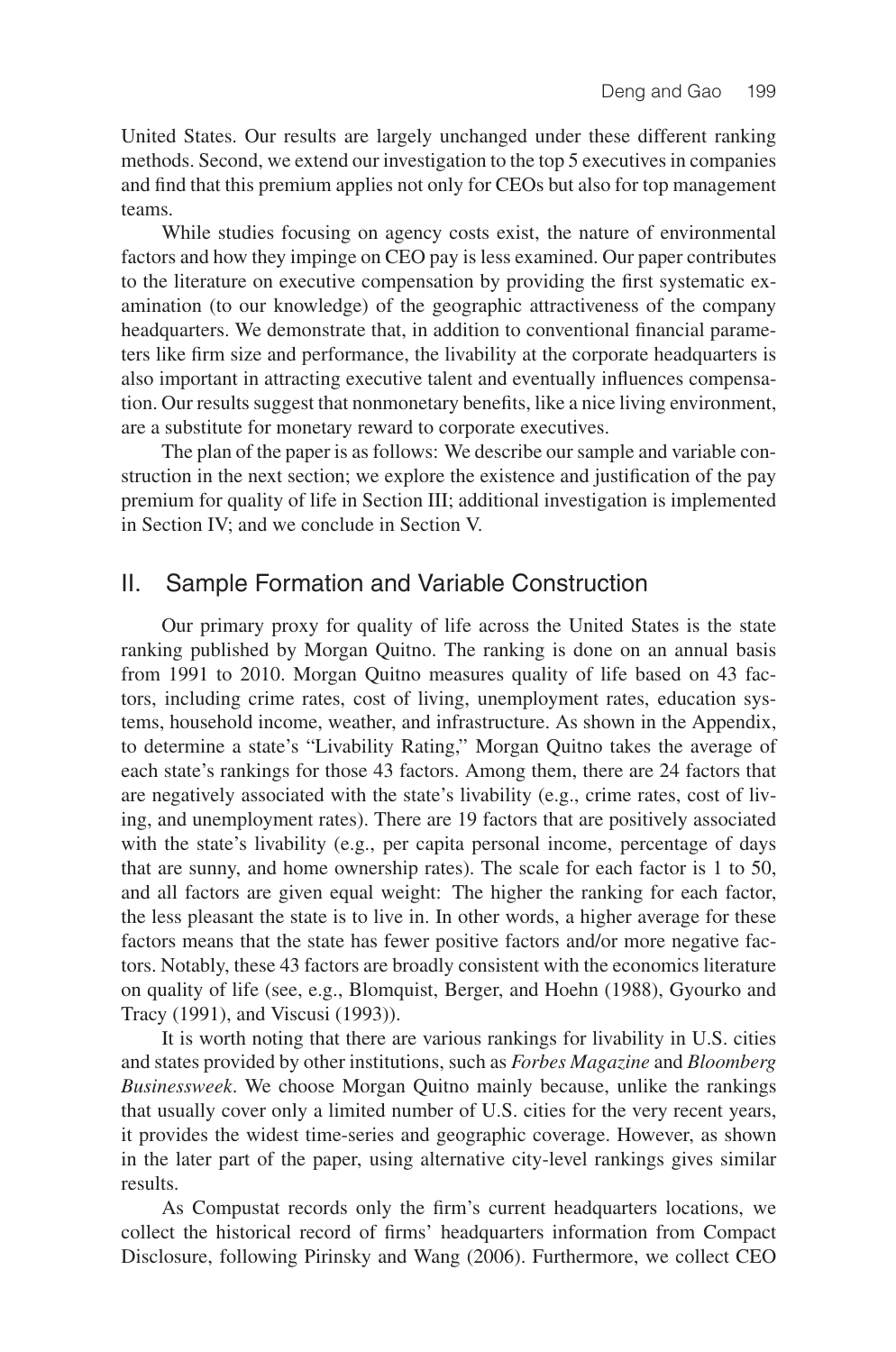United States. Our results are largely unchanged under these different ranking methods. Second, we extend our investigation to the top 5 executives in companies and find that this premium applies not only for CEOs but also for top management teams.

While studies focusing on agency costs exist, the nature of environmental factors and how they impinge on CEO pay is less examined. Our paper contributes to the literature on executive compensation by providing the first systematic examination (to our knowledge) of the geographic attractiveness of the company headquarters. We demonstrate that, in addition to conventional financial parameters like firm size and performance, the livability at the corporate headquarters is also important in attracting executive talent and eventually influences compensation. Our results suggest that nonmonetary benefits, like a nice living environment, are a substitute for monetary reward to corporate executives.

The plan of the paper is as follows: We describe our sample and variable construction in the next section; we explore the existence and justification of the pay premium for quality of life in Section III; additional investigation is implemented in Section IV; and we conclude in Section V.

## II. Sample Formation and Variable Construction

Our primary proxy for quality of life across the United States is the state ranking published by Morgan Quitno. The ranking is done on an annual basis from 1991 to 2010. Morgan Quitno measures quality of life based on 43 factors, including crime rates, cost of living, unemployment rates, education systems, household income, weather, and infrastructure. As shown in the Appendix, to determine a state's "Livability Rating," Morgan Quitno takes the average of each state's rankings for those 43 factors. Among them, there are 24 factors that are negatively associated with the state's livability (e.g., crime rates, cost of living, and unemployment rates). There are 19 factors that are positively associated with the state's livability (e.g., per capita personal income, percentage of days that are sunny, and home ownership rates). The scale for each factor is 1 to 50, and all factors are given equal weight: The higher the ranking for each factor, the less pleasant the state is to live in. In other words, a higher average for these factors means that the state has fewer positive factors and/or more negative factors. Notably, these 43 factors are broadly consistent with the economics literature on quality of life (see, e.g., Blomquist, Berger, and Hoehn (1988), Gyourko and Tracy (1991), and Viscusi (1993)).

It is worth noting that there are various rankings for livability in U.S. cities and states provided by other institutions, such as *Forbes Magazine* and *Bloomberg Businessweek*. We choose Morgan Quitno mainly because, unlike the rankings that usually cover only a limited number of U.S. cities for the very recent years, it provides the widest time-series and geographic coverage. However, as shown in the later part of the paper, using alternative city-level rankings gives similar results.

As Compustat records only the firm's current headquarters locations, we collect the historical record of firms' headquarters information from Compact Disclosure, following Pirinsky and Wang (2006). Furthermore, we collect CEO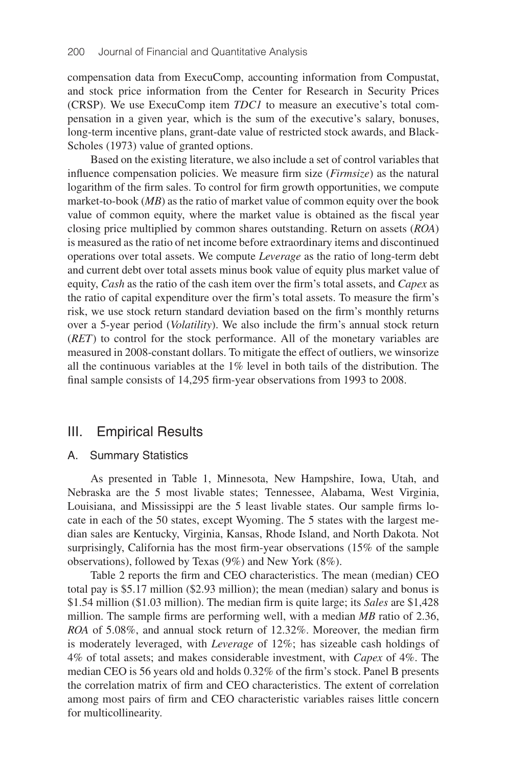compensation data from ExecuComp, accounting information from Compustat, and stock price information from the Center for Research in Security Prices (CRSP). We use ExecuComp item *TDC1* to measure an executive's total compensation in a given year, which is the sum of the executive's salary, bonuses, long-term incentive plans, grant-date value of restricted stock awards, and Black-Scholes (1973) value of granted options.

Based on the existing literature, we also include a set of control variables that influence compensation policies. We measure firm size (*Firmsize*) as the natural logarithm of the firm sales. To control for firm growth opportunities, we compute market-to-book (*MB*) as the ratio of market value of common equity over the book value of common equity, where the market value is obtained as the fiscal year closing price multiplied by common shares outstanding. Return on assets (*ROA*) is measured as the ratio of net income before extraordinary items and discontinued operations over total assets. We compute *Leverage* as the ratio of long-term debt and current debt over total assets minus book value of equity plus market value of equity, *Cash* as the ratio of the cash item over the firm's total assets, and *Capex* as the ratio of capital expenditure over the firm's total assets. To measure the firm's risk, we use stock return standard deviation based on the firm's monthly returns over a 5-year period (*Volatility*). We also include the firm's annual stock return (*RET*) to control for the stock performance. All of the monetary variables are measured in 2008-constant dollars. To mitigate the effect of outliers, we winsorize all the continuous variables at the 1% level in both tails of the distribution. The final sample consists of 14,295 firm-year observations from 1993 to 2008.

## III. Empirical Results

### A. Summary Statistics

As presented in Table 1, Minnesota, New Hampshire, Iowa, Utah, and Nebraska are the 5 most livable states; Tennessee, Alabama, West Virginia, Louisiana, and Mississippi are the 5 least livable states. Our sample firms locate in each of the 50 states, except Wyoming. The 5 states with the largest median sales are Kentucky, Virginia, Kansas, Rhode Island, and North Dakota. Not surprisingly, California has the most firm-year observations (15% of the sample observations), followed by Texas (9%) and New York (8%).

Table 2 reports the firm and CEO characteristics. The mean (median) CEO total pay is \$5.17 million (\$2.93 million); the mean (median) salary and bonus is \$1.54 million (\$1.03 million). The median firm is quite large; its *Sales* are \$1,428 million. The sample firms are performing well, with a median *MB* ratio of 2.36, *ROA* of 5.08%, and annual stock return of 12.32%. Moreover, the median firm is moderately leveraged, with *Leverage* of 12%; has sizeable cash holdings of 4% of total assets; and makes considerable investment, with *Capex* of 4%. The median CEO is 56 years old and holds 0.32% of the firm's stock. Panel B presents the correlation matrix of firm and CEO characteristics. The extent of correlation among most pairs of firm and CEO characteristic variables raises little concern for multicollinearity.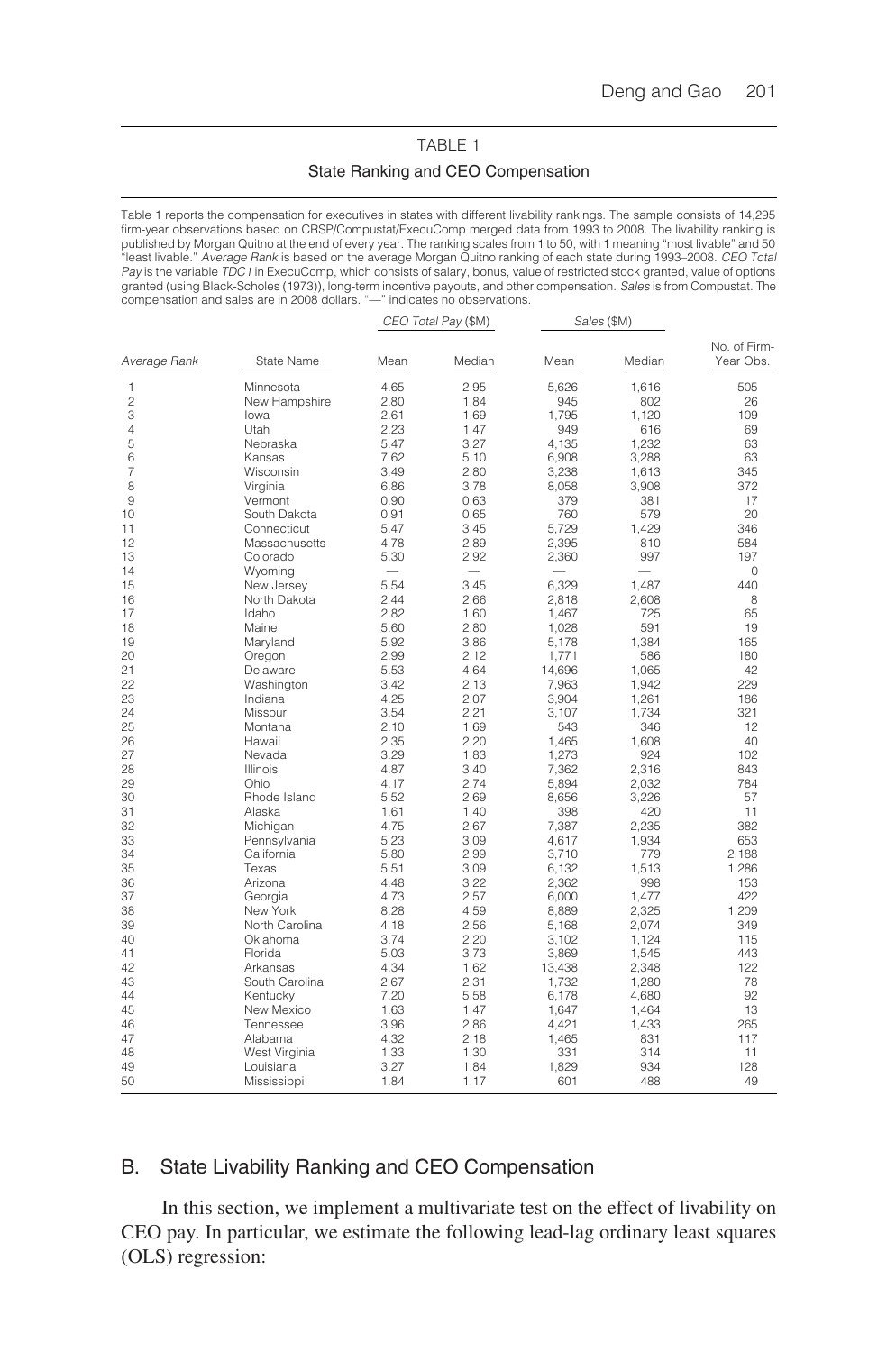TABLE 1

State Ranking and CEO Compensation

Table 1 reports the compensation for executives in states with different livability rankings. The sample consists of 14,295 firm-year observations based on CRSP/Compustat/ExecuComp merged data from 1993 to 2008. The livability ranking is published by Morgan Quitno at the end of every year. The ranking scales from 1 to 50, with 1 meaning "most livable" and 50 "least livable." *Average Rank* is based on the average Morgan Quitno ranking of each state during 1993–2008. *CEO Total Pay* is the variable *TDC1* in ExecuComp, which consists of salary, bonus, value of restricted stock granted, value of options granted (using Black-Scholes (1973)), long-term incentive payouts, and other compensation. *Sales* is from Compustat. The compensation and sales are in 2008 dollars. "—" indicates no observations.

| | | *CEO Total Pay* ($M) | | *Sales* ($M) | | |
|---|---|---|---|---|---|---|
| *Average Rank* | State Name | Mean | Median | Mean | Median | No. of Firm-Year Obs. |
| 1 | Minnesota | 4.65 | 2.95 | 5,626 | 1,616 | 505 |
| 2 | New Hampshire | 2.80 | 1.84 | 945 | 802 | 26 |
| 3 | Iowa | 2.61 | 1.69 | 1,795 | 1,120 | 109 |
| 4 | Utah | 2.23 | 1.47 | 949 | 616 | 69 |
| 5 | Nebraska | 5.47 | 3.27 | 4,135 | 1,232 | 63 |
| 6 | Kansas | 7.62 | 5.10 | 6,908 | 3,288 | 63 |
| 7 | Wisconsin | 3.49 | 2.80 | 3,238 | 1,613 | 345 |
| 8 | Virginia | 6.86 | 3.78 | 8,058 | 3,908 | 372 |
| 9 | Vermont | 0.90 | 0.63 | 379 | 381 | 17 |
| 10 | South Dakota | 0.91 | 0.65 | 760 | 579 | 20 |
| 11 | Connecticut | 5.47 | 3.45 | 5,729 | 1,429 | 346 |
| 12 | Massachusetts | 4.78 | 2.89 | 2,395 | 810 | 584 |
| 13 | Colorado | 5.30 | 2.92 | 2,360 | 997 | 197 |
| 14 | Wyoming | — | — | — | — | 0 |
| 15 | New Jersey | 5.54 | 3.45 | 6,329 | 1,487 | 440 |
| 16 | North Dakota | 2.44 | 2.66 | 2,818 | 2,608 | 8 |
| 17 | Idaho | 2.82 | 1.60 | 1,467 | 725 | 65 |
| 18 | Maine | 5.60 | 2.80 | 1,028 | 591 | 19 |
| 19 | Maryland | 5.92 | 3.86 | 5,178 | 1,384 | 165 |
| 20 | Oregon | 2.99 | 2.12 | 1,771 | 586 | 180 |
| 21 | Delaware | 5.53 | 4.64 | 14,696 | 1,065 | 42 |
| 22 | Washington | 3.42 | 2.13 | 7,963 | 1,942 | 229 |
| 23 | Indiana | 4.25 | 2.07 | 3,904 | 1,261 | 186 |
| 24 | Missouri | 3.54 | 2.21 | 3,107 | 1,734 | 321 |
| 25 | Montana | 2.10 | 1.69 | 543 | 346 | 12 |
| 26 | Hawaii | 2.35 | 2.20 | 1,465 | 1,608 | 40 |
| 27 | Nevada | 3.29 | 1.83 | 1,273 | 924 | 102 |
| 28 | Illinois | 4.87 | 3.40 | 7,362 | 2,316 | 843 |
| 29 | Ohio | 4.17 | 2.74 | 5,894 | 2,032 | 784 |
| 30 | Rhode Island | 5.52 | 2.69 | 8,656 | 3,226 | 57 |
| 31 | Alaska | 1.61 | 1.40 | 398 | 420 | 11 |
| 32 | Michigan | 4.75 | 2.67 | 7,387 | 2,235 | 382 |
| 33 | Pennsylvania | 5.23 | 3.09 | 4,617 | 1,934 | 653 |
| 34 | California | 5.80 | 2.99 | 3,710 | 779 | 2,188 |
| 35 | Texas | 5.51 | 3.09 | 6,132 | 1,513 | 1,286 |
| 36 | Arizona | 4.48 | 3.22 | 2,362 | 998 | 153 |
| 37 | Georgia | 4.73 | 2.57 | 6,000 | 1,477 | 422 |
| 38 | New York | 8.28 | 4.59 | 8,889 | 2,325 | 1,209 |
| 39 | North Carolina | 4.18 | 2.56 | 5,168 | 2,074 | 349 |
| 40 | Oklahoma | 3.74 | 2.20 | 3,102 | 1,124 | 115 |
| 41 | Florida | 5.03 | 3.73 | 3,869 | 1,545 | 443 |
| 42 | Arkansas | 4.34 | 1.62 | 13,438 | 2,348 | 122 |
| 43 | South Carolina | 2.67 | 2.31 | 1,732 | 1,280 | 78 |
| 44 | Kentucky | 7.20 | 5.58 | 6,178 | 4,680 | 92 |
| 45 | New Mexico | 1.63 | 1.47 | 1,647 | 1,464 | 13 |
| 46 | Tennessee | 3.96 | 2.86 | 4,421 | 1,433 | 265 |
| 47 | Alabama | 4.32 | 2.18 | 1,465 | 831 | 117 |
| 48 | West Virginia | 1.33 | 1.30 | 331 | 314 | 11 |
| 49 | Louisiana | 3.27 | 1.84 | 1,829 | 934 | 128 |
| 50 | Mississippi | 1.84 | 1.17 | 601 | 488 | 49 |

## B. State Livability Ranking and CEO Compensation

In this section, we implement a multivariate test on the effect of livability on CEO pay. In particular, we estimate the following lead-lag ordinary least squares (OLS) regression: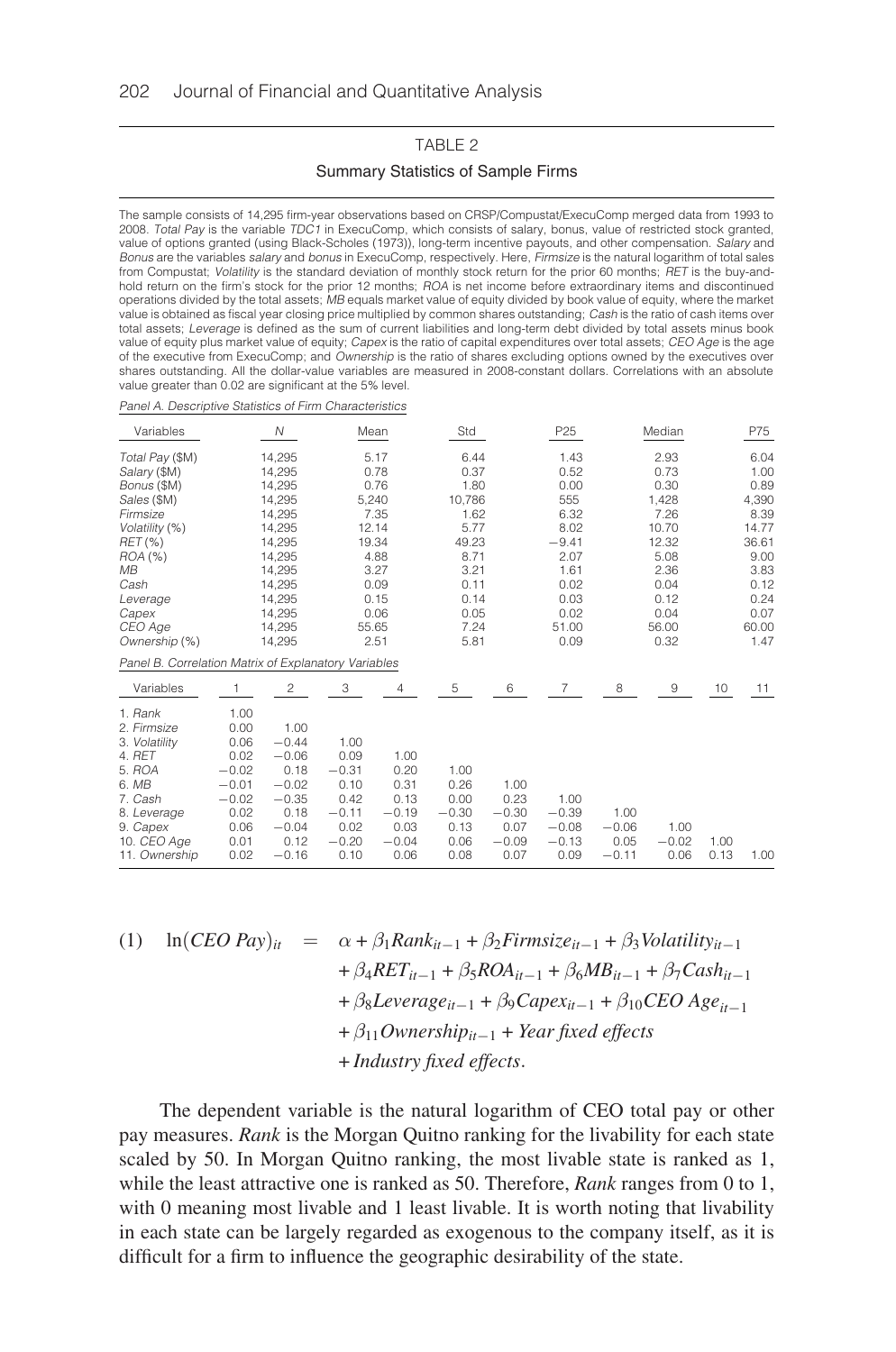TABLE 2

Summary Statistics of Sample Firms

The sample consists of 14,295 firm-year observations based on CRSP/Compustat/ExecuComp merged data from 1993 to 2008. *Total Pay* is the variable *TDC1* in ExecuComp, which consists of salary, bonus, value of restricted stock granted, value of options granted (using Black-Scholes (1973)), long-term incentive payouts, and other compensation. *Salary* and *Bonus* are the variables *salary* and *bonus* in ExecuComp, respectively. Here, *Firmsize* is the natural logarithm of total sales from Compustat; *Volatility* is the standard deviation of monthly stock return for the prior 60 months; *RET* is the buy-and-hold return on the firm's stock for the prior 12 months; *ROA* is net income before extraordinary items and discontinued operations divided by the total assets; *MB* equals market value of equity divided by book value of equity, where the market value is obtained as fiscal year closing price multiplied by common shares outstanding; *Cash* is the ratio of cash items over total assets; *Leverage* is defined as the sum of current liabilities and long-term debt divided by total assets minus book value of equity plus market value of equity; *Capex* is the ratio of capital expenditures over total assets; *CEO Age* is the age of the executive from ExecuComp; and *Ownership* is the ratio of shares excluding options owned by the executives over shares outstanding. All the dollar-value variables are measured in 2008-constant dollars. Correlations with an absolute value greater than 0.02 are significant at the 5% level.

*Panel A. Descriptive Statistics of Firm Characteristics*

| Variables | N | Mean | Std | P25 | Median | P75 |
|---|---|---|---|---|---|---|
| *Total Pay* ($M) | 14,295 | 5.17 | 6.44 | 1.43 | 2.93 | 6.04 |
| *Salary* ($M) | 14,295 | 0.78 | 0.37 | 0.52 | 0.73 | 1.00 |
| *Bonus* ($M) | 14,295 | 0.76 | 1.80 | 0.00 | 0.30 | 0.89 |
| *Sales* ($M) | 14,295 | 5,240 | 10,786 | 555 | 1,428 | 4,390 |
| *Firmsize* | 14,295 | 7.35 | 1.62 | 6.32 | 7.26 | 8.39 |
| *Volatility* (%) | 14,295 | 12.14 | 5.77 | 8.02 | 10.70 | 14.77 |
| *RET* (%) | 14,295 | 19.34 | 49.23 | −9.41 | 12.32 | 36.61 |
| *ROA* (%) | 14,295 | 4.88 | 8.71 | 2.07 | 5.08 | 9.00 |
| *MB* | 14,295 | 3.27 | 3.21 | 1.61 | 2.36 | 3.83 |
| *Cash* | 14,295 | 0.09 | 0.11 | 0.02 | 0.04 | 0.12 |
| *Leverage* | 14,295 | 0.15 | 0.14 | 0.03 | 0.12 | 0.24 |
| *Capex* | 14,295 | 0.06 | 0.05 | 0.02 | 0.04 | 0.07 |
| *CEO Age* | 14,295 | 55.65 | 7.24 | 51.00 | 56.00 | 60.00 |
| *Ownership* (%) | 14,295 | 2.51 | 5.81 | 0.09 | 0.32 | 1.47 |

*Panel B. Correlation Matrix of Explanatory Variables*

| Variables | 1 | 2 | 3 | 4 | 5 | 6 | 7 | 8 | 9 | 10 | 11 |
|---|---|---|---|---|---|---|---|---|---|---|---|
| 1. *Rank* | 1.00 | | | | | | | | | | |
| 2. *Firmsize* | 0.00 | 1.00 | | | | | | | | | |
| 3. *Volatility* | 0.06 | −0.44 | 1.00 | | | | | | | | |
| 4. *RET* | 0.02 | −0.06 | 0.09 | 1.00 | | | | | | | |
| 5. *ROA* | −0.02 | 0.18 | −0.31 | 0.20 | 1.00 | | | | | | |
| 6. *MB* | −0.01 | −0.02 | 0.10 | 0.31 | 0.26 | 1.00 | | | | | |
| 7. *Cash* | −0.02 | −0.35 | 0.42 | 0.13 | 0.00 | 0.23 | 1.00 | | | | |
| 8. *Leverage* | 0.02 | 0.18 | −0.11 | −0.19 | −0.30 | −0.30 | −0.39 | 1.00 | | | |
| 9. *Capex* | 0.06 | −0.04 | 0.02 | 0.03 | 0.13 | 0.07 | −0.08 | −0.06 | 1.00 | | |
| 10. *CEO Age* | 0.01 | 0.12 | −0.20 | −0.04 | 0.06 | −0.09 | −0.13 | 0.05 | −0.02 | 1.00 | |
| 11. *Ownership* | 0.02 | −0.16 | 0.10 | 0.06 | 0.08 | 0.07 | 0.09 | −0.11 | 0.06 | 0.13 | 1.00 |

$$
\begin{aligned}
(1) \quad \ln(CEO\ Pay)_{it} \quad = \quad & \alpha + \beta_1 Rank_{it-1} + \beta_2 Firmsize_{it-1} + \beta_3 Volatility_{it-1} \\
& + \beta_4 RET_{it-1} + \beta_5 ROA_{it-1} + \beta_6 MB_{it-1} + \beta_7 Cash_{it-1} \\
& + \beta_8 Leverage_{it-1} + \beta_9 Capex_{it-1} + \beta_{10} CEO\ Age_{it-1} \\
& + \beta_{11} Ownership_{it-1} + Year\ fixed\ effects \\
& + Industry\ fixed\ effects.
\end{aligned}
$$

The dependent variable is the natural logarithm of CEO total pay or other pay measures. *Rank* is the Morgan Quitno ranking for the livability for each state scaled by 50. In Morgan Quitno ranking, the most livable state is ranked as 1, while the least attractive one is ranked as 50. Therefore, *Rank* ranges from 0 to 1, with 0 meaning most livable and 1 least livable. It is worth noting that livability in each state can be largely regarded as exogenous to the company itself, as it is difficult for a firm to influence the geographic desirability of the state.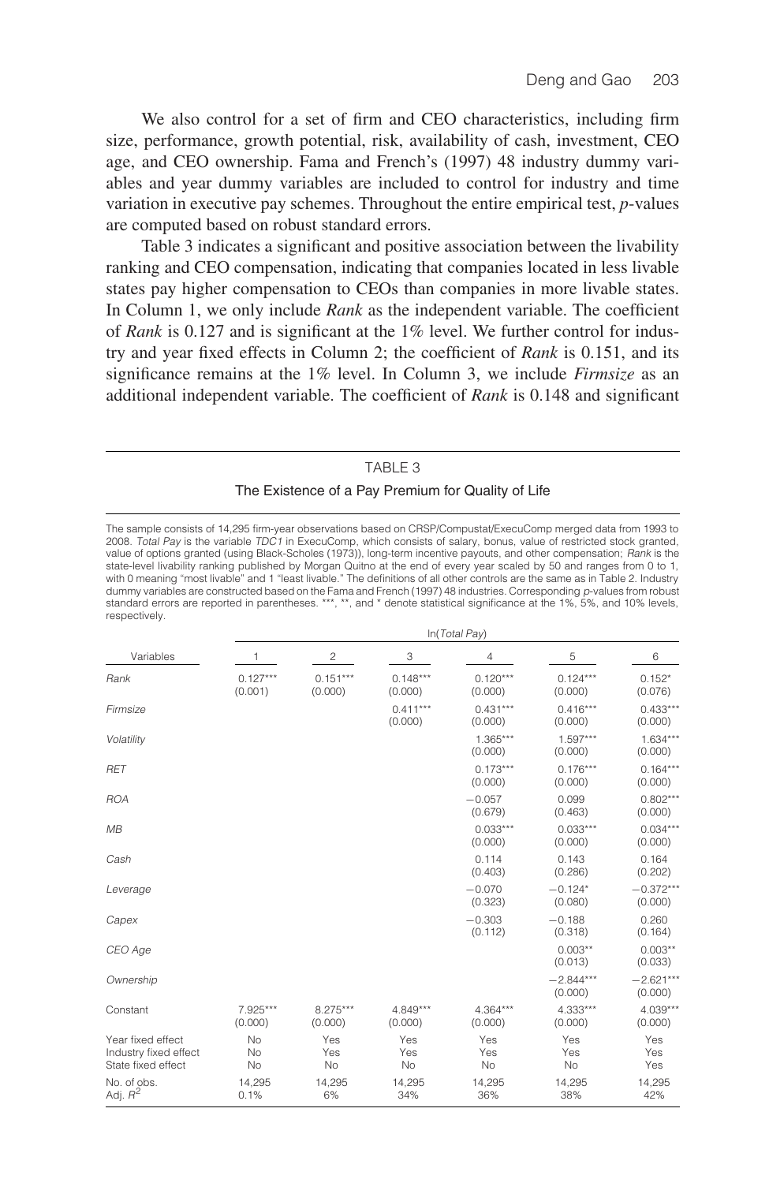We also control for a set of firm and CEO characteristics, including firm size, performance, growth potential, risk, availability of cash, investment, CEO age, and CEO ownership. Fama and French's (1997) 48 industry dummy variables and year dummy variables are included to control for industry and time variation in executive pay schemes. Throughout the entire empirical test, *p*-values are computed based on robust standard errors.

Table 3 indicates a significant and positive association between the livability ranking and CEO compensation, indicating that companies located in less livable states pay higher compensation to CEOs than companies in more livable states. In Column 1, we only include *Rank* as the independent variable. The coefficient of *Rank* is 0.127 and is significant at the 1% level. We further control for industry and year fixed effects in Column 2; the coefficient of *Rank* is 0.151, and its significance remains at the 1% level. In Column 3, we include *Firmsize* as an additional independent variable. The coefficient of *Rank* is 0.148 and significant

TABLE 3

The Existence of a Pay Premium for Quality of Life

The sample consists of 14,295 firm-year observations based on CRSP/Compustat/ExecuComp merged data from 1993 to 2008. *Total Pay* is the variable *TDC1* in ExecuComp, which consists of salary, bonus, value of restricted stock granted, value of options granted (using Black-Scholes (1973)), long-term incentive payouts, and other compensation; *Rank* is the state-level livability ranking published by Morgan Quitno at the end of every year scaled by 50 and ranges from 0 to 1, with 0 meaning "most livable" and 1 "least livable." The definitions of all other controls are the same as in Table 2. Industry dummy variables are constructed based on the Fama and French (1997) 48 industries. Corresponding *p*-values from robust standard errors are reported in parentheses. \*\*\*, \*\*, and \* denote statistical significance at the 1%, 5%, and 10% levels, respectively.

| | ln(*Total Pay*) | | | | | |
|---|---|---|---|---|---|---|
| Variables | 1 | 2 | 3 | 4 | 5 | 6 |
| *Rank* | 0.127\*\*\* (0.001) | 0.151\*\*\* (0.000) | 0.148\*\*\* (0.000) | 0.120\*\*\* (0.000) | 0.124\*\*\* (0.000) | 0.152\* (0.076) |
| *Firmsize* | | | 0.411\*\*\* (0.000) | 0.431\*\*\* (0.000) | 0.416\*\*\* (0.000) | 0.433\*\*\* (0.000) |
| *Volatility* | | | | 1.365\*\*\* (0.000) | 1.597\*\*\* (0.000) | 1.634\*\*\* (0.000) |
| *RET* | | | | 0.173\*\*\* (0.000) | 0.176\*\*\* (0.000) | 0.164\*\*\* (0.000) |
| *ROA* | | | | −0.057 (0.679) | 0.099 (0.463) | 0.802\*\*\* (0.000) |
| *MB* | | | | 0.033\*\*\* (0.000) | 0.033\*\*\* (0.000) | 0.034\*\*\* (0.000) |
| *Cash* | | | | 0.114 (0.403) | 0.143 (0.286) | 0.164 (0.202) |
| *Leverage* | | | | −0.070 (0.323) | −0.124\* (0.080) | −0.372\*\*\* (0.000) |
| *Capex* | | | | −0.303 (0.112) | −0.188 (0.318) | 0.260 (0.164) |
| *CEO Age* | | | | | 0.003\*\* (0.013) | 0.003\*\* (0.033) |
| *Ownership* | | | | | −2.844\*\*\* (0.000) | −2.621\*\*\* (0.000) |
| Constant | 7.925\*\*\* (0.000) | 8.275\*\*\* (0.000) | 4.849\*\*\* (0.000) | 4.364\*\*\* (0.000) | 4.333\*\*\* (0.000) | 4.039\*\*\* (0.000) |
| Year fixed effect | No | Yes | Yes | Yes | Yes | Yes |
| Industry fixed effect | No | Yes | Yes | Yes | Yes | Yes |
| State fixed effect | No | No | No | No | No | Yes |
| No. of obs. | 14,295 | 14,295 | 14,295 | 14,295 | 14,295 | 14,295 |
| Adj. $R^2$ | 0.1% | 6% | 34% | 36% | 38% | 42% |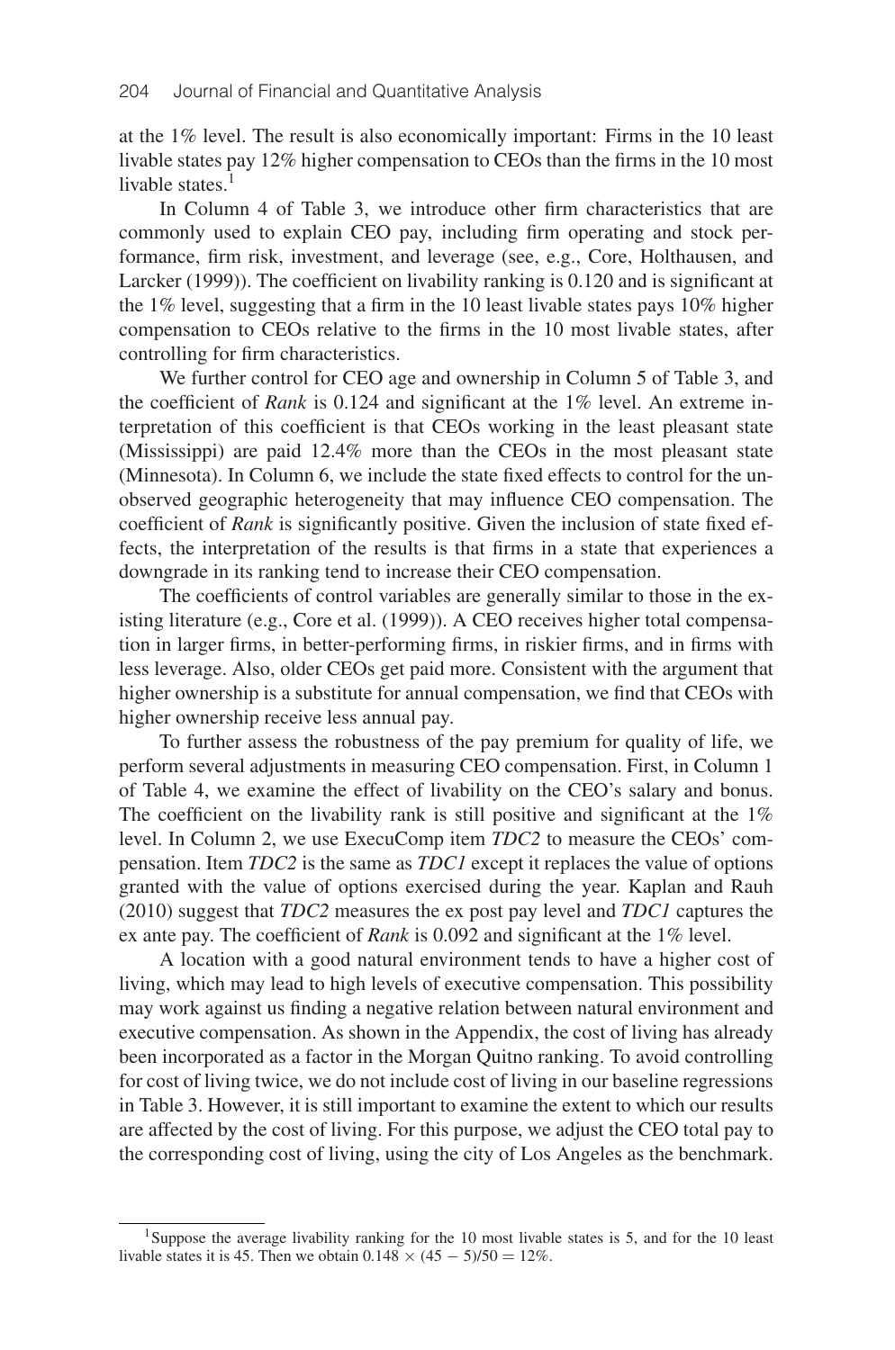at the 1% level. The result is also economically important: Firms in the 10 least livable states pay 12% higher compensation to CEOs than the firms in the 10 most livable states.[1]

In Column 4 of Table 3, we introduce other firm characteristics that are commonly used to explain CEO pay, including firm operating and stock performance, firm risk, investment, and leverage (see, e.g., Core, Holthausen, and Larcker (1999)). The coefficient on livability ranking is 0.120 and is significant at the 1% level, suggesting that a firm in the 10 least livable states pays 10% higher compensation to CEOs relative to the firms in the 10 most livable states, after controlling for firm characteristics.

We further control for CEO age and ownership in Column 5 of Table 3, and the coefficient of *Rank* is 0.124 and significant at the 1% level. An extreme interpretation of this coefficient is that CEOs working in the least pleasant state (Mississippi) are paid 12.4% more than the CEOs in the most pleasant state (Minnesota). In Column 6, we include the state fixed effects to control for the unobserved geographic heterogeneity that may influence CEO compensation. The coefficient of *Rank* is significantly positive. Given the inclusion of state fixed effects, the interpretation of the results is that firms in a state that experiences a downgrade in its ranking tend to increase their CEO compensation.

The coefficients of control variables are generally similar to those in the existing literature (e.g., Core et al. (1999)). A CEO receives higher total compensation in larger firms, in better-performing firms, in riskier firms, and in firms with less leverage. Also, older CEOs get paid more. Consistent with the argument that higher ownership is a substitute for annual compensation, we find that CEOs with higher ownership receive less annual pay.

To further assess the robustness of the pay premium for quality of life, we perform several adjustments in measuring CEO compensation. First, in Column 1 of Table 4, we examine the effect of livability on the CEO's salary and bonus. The coefficient on the livability rank is still positive and significant at the 1% level. In Column 2, we use ExecuComp item *TDC2* to measure the CEOs' compensation. Item *TDC2* is the same as *TDC1* except it replaces the value of options granted with the value of options exercised during the year. Kaplan and Rauh (2010) suggest that *TDC2* measures the ex post pay level and *TDC1* captures the ex ante pay. The coefficient of *Rank* is 0.092 and significant at the 1% level.

A location with a good natural environment tends to have a higher cost of living, which may lead to high levels of executive compensation. This possibility may work against us finding a negative relation between natural environment and executive compensation. As shown in the Appendix, the cost of living has already been incorporated as a factor in the Morgan Quitno ranking. To avoid controlling for cost of living twice, we do not include cost of living in our baseline regressions in Table 3. However, it is still important to examine the extent to which our results are affected by the cost of living. For this purpose, we adjust the CEO total pay to the corresponding cost of living, using the city of Los Angeles as the benchmark.

[1] Suppose the average livability ranking for the 10 most livable states is 5, and for the 10 least livable states it is 45. Then we obtain $0.148 \times (45 - 5)/50 = 12\%$.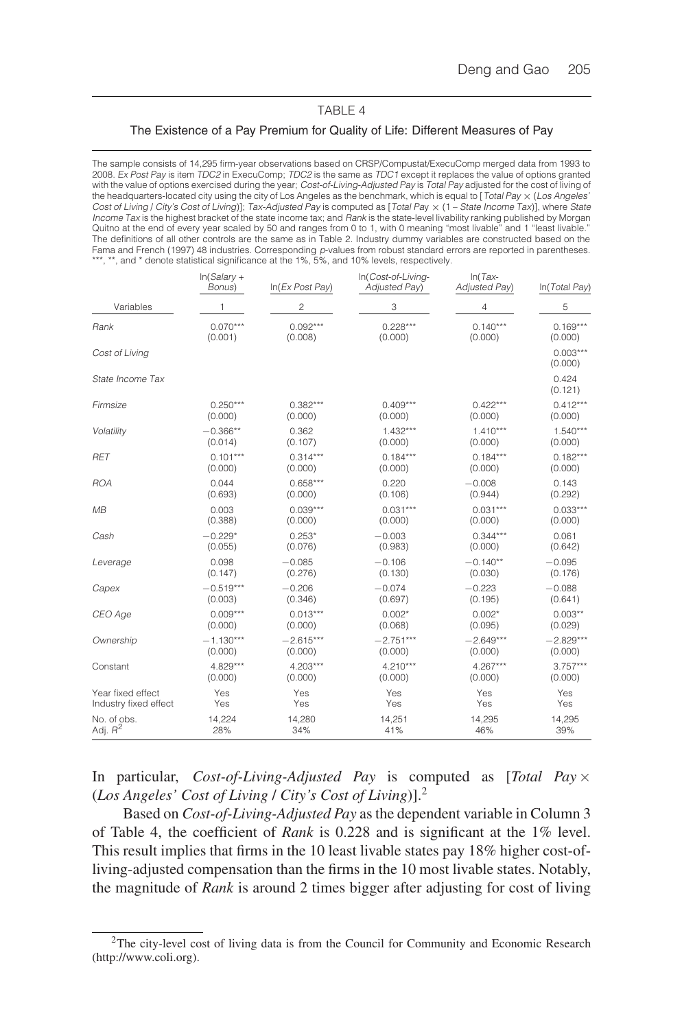TABLE 4

The Existence of a Pay Premium for Quality of Life: Different Measures of Pay

The sample consists of 14,295 firm-year observations based on CRSP/Compustat/ExecuComp merged data from 1993 to 2008. *Ex Post Pay* is item *TDC2* in ExecuComp; *TDC2* is the same as *TDC1* except it replaces the value of options granted with the value of options exercised during the year; *Cost-of-Living-Adjusted Pay* is *Total Pay* adjusted for the cost of living of the headquarters-located city using the city of Los Angeles as the benchmark, which is equal to [*Total Pay* × (*Los Angeles' Cost of Living* / *City's Cost of Living*)]; *Tax-Adjusted Pay* is computed as [*Total Pay* × (1 – *State Income Tax*)], where *State Income Tax* is the highest bracket of the state income tax; and *Rank* is the state-level livability ranking published by Morgan Quitno at the end of every year scaled by 50 and ranges from 0 to 1, with 0 meaning "most livable" and 1 "least livable." The definitions of all other controls are the same as in Table 2. Industry dummy variables are constructed based on the Fama and French (1997) 48 industries. Corresponding *p*-values from robust standard errors are reported in parentheses. \*\*\*, \*\*, and \* denote statistical significance at the 1%, 5%, and 10% levels, respectively.

| | ln(*Salary* + *Bonus*) | ln(*Ex Post Pay*) | ln(*Cost-of-Living-Adjusted Pay*) | ln(*Tax-Adjusted Pay*) | ln(*Total Pay*) |
|---|---|---|---|---|---|
| Variables | 1 | 2 | 3 | 4 | 5 |
| *Rank* | 0.070\*\*\* | 0.092\*\*\* | 0.228\*\*\* | 0.140\*\*\* | 0.169\*\*\* |
| | (0.001) | (0.008) | (0.000) | (0.000) | (0.000) |
| *Cost of Living* | | | | | 0.003\*\*\* |
| | | | | | (0.000) |
| *State Income Tax* | | | | | 0.424 |
| | | | | | (0.121) |
| *Firmsize* | 0.250\*\*\* | 0.382\*\*\* | 0.409\*\*\* | 0.422\*\*\* | 0.412\*\*\* |
| | (0.000) | (0.000) | (0.000) | (0.000) | (0.000) |
| *Volatility* | −0.366\*\* | 0.362 | 1.432\*\*\* | 1.410\*\*\* | 1.540\*\*\* |
| | (0.014) | (0.107) | (0.000) | (0.000) | (0.000) |
| *RET* | 0.101\*\*\* | 0.314\*\*\* | 0.184\*\*\* | 0.184\*\*\* | 0.182\*\*\* |
| | (0.000) | (0.000) | (0.000) | (0.000) | (0.000) |
| *ROA* | 0.044 | 0.658\*\*\* | 0.220 | −0.008 | 0.143 |
| | (0.693) | (0.000) | (0.106) | (0.944) | (0.292) |
| *MB* | 0.003 | 0.039\*\*\* | 0.031\*\*\* | 0.031\*\*\* | 0.033\*\*\* |
| | (0.388) | (0.000) | (0.000) | (0.000) | (0.000) |
| *Cash* | −0.229\* | 0.253\* | −0.003 | 0.344\*\*\* | 0.061 |
| | (0.055) | (0.076) | (0.983) | (0.000) | (0.642) |
| *Leverage* | 0.098 | −0.085 | −0.106 | −0.140\*\* | −0.095 |
| | (0.147) | (0.276) | (0.130) | (0.030) | (0.176) |
| *Capex* | −0.519\*\*\* | −0.206 | −0.074 | −0.223 | −0.088 |
| | (0.003) | (0.346) | (0.697) | (0.195) | (0.641) |
| *CEO Age* | 0.009\*\*\* | 0.013\*\*\* | 0.002\* | 0.002\* | 0.003\*\* |
| | (0.000) | (0.000) | (0.068) | (0.095) | (0.029) |
| *Ownership* | −1.130\*\*\* | −2.615\*\*\* | −2.751\*\*\* | −2.649\*\*\* | −2.829\*\*\* |
| | (0.000) | (0.000) | (0.000) | (0.000) | (0.000) |
| Constant | 4.829\*\*\* | 4.203\*\*\* | 4.210\*\*\* | 4.267\*\*\* | 3.757\*\*\* |
| | (0.000) | (0.000) | (0.000) | (0.000) | (0.000) |
| Year fixed effect | Yes | Yes | Yes | Yes | Yes |
| Industry fixed effect | Yes | Yes | Yes | Yes | Yes |
| No. of obs. | 14,224 | 14,280 | 14,251 | 14,295 | 14,295 |
| Adj. $R^2$ | 28% | 34% | 41% | 46% | 39% |

In particular, *Cost-of-Living-Adjusted Pay* is computed as [*Total Pay* × (*Los Angeles' Cost of Living* / *City's Cost of Living*)].[2]

Based on *Cost-of-Living-Adjusted Pay* as the dependent variable in Column 3 of Table 4, the coefficient of *Rank* is 0.228 and is significant at the 1% level. This result implies that firms in the 10 least livable states pay 18% higher cost-of-living-adjusted compensation than the firms in the 10 most livable states. Notably, the magnitude of *Rank* is around 2 times bigger after adjusting for cost of living

[2] The city-level cost of living data is from the Council for Community and Economic Research (http://www.coli.org).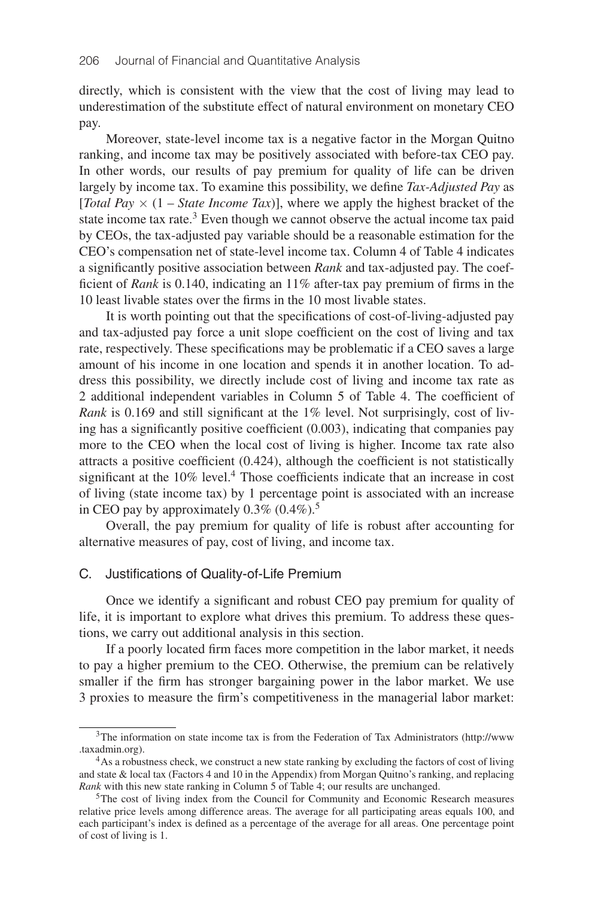directly, which is consistent with the view that the cost of living may lead to underestimation of the substitute effect of natural environment on monetary CEO pay.

Moreover, state-level income tax is a negative factor in the Morgan Quitno ranking, and income tax may be positively associated with before-tax CEO pay. In other words, our results of pay premium for quality of life can be driven largely by income tax. To examine this possibility, we define *Tax-Adjusted Pay* as [*Total Pay* $\times$ (1 – *State Income Tax*)], where we apply the highest bracket of the state income tax rate.[3] Even though we cannot observe the actual income tax paid by CEOs, the tax-adjusted pay variable should be a reasonable estimation for the CEO's compensation net of state-level income tax. Column 4 of Table 4 indicates a significantly positive association between *Rank* and tax-adjusted pay. The coefficient of *Rank* is 0.140, indicating an 11% after-tax pay premium of firms in the 10 least livable states over the firms in the 10 most livable states.

It is worth pointing out that the specifications of cost-of-living-adjusted pay and tax-adjusted pay force a unit slope coefficient on the cost of living and tax rate, respectively. These specifications may be problematic if a CEO saves a large amount of his income in one location and spends it in another location. To address this possibility, we directly include cost of living and income tax rate as 2 additional independent variables in Column 5 of Table 4. The coefficient of *Rank* is 0.169 and still significant at the 1% level. Not surprisingly, cost of living has a significantly positive coefficient (0.003), indicating that companies pay more to the CEO when the local cost of living is higher. Income tax rate also attracts a positive coefficient (0.424), although the coefficient is not statistically significant at the 10% level.[4] Those coefficients indicate that an increase in cost of living (state income tax) by 1 percentage point is associated with an increase in CEO pay by approximately 0.3% (0.4%).[5]

Overall, the pay premium for quality of life is robust after accounting for alternative measures of pay, cost of living, and income tax.

### C. Justifications of Quality-of-Life Premium

Once we identify a significant and robust CEO pay premium for quality of life, it is important to explore what drives this premium. To address these questions, we carry out additional analysis in this section.

If a poorly located firm faces more competition in the labor market, it needs to pay a higher premium to the CEO. Otherwise, the premium can be relatively smaller if the firm has stronger bargaining power in the labor market. We use 3 proxies to measure the firm's competitiveness in the managerial labor market:

---

[3] The information on state income tax is from the Federation of Tax Administrators (http://www.taxadmin.org).

[4] As a robustness check, we construct a new state ranking by excluding the factors of cost of living and state & local tax (Factors 4 and 10 in the Appendix) from Morgan Quitno's ranking, and replacing *Rank* with this new state ranking in Column 5 of Table 4; our results are unchanged.

[5] The cost of living index from the Council for Community and Economic Research measures relative price levels among difference areas. The average for all participating areas equals 100, and each participant's index is defined as a percentage of the average for all areas. One percentage point of cost of living is 1.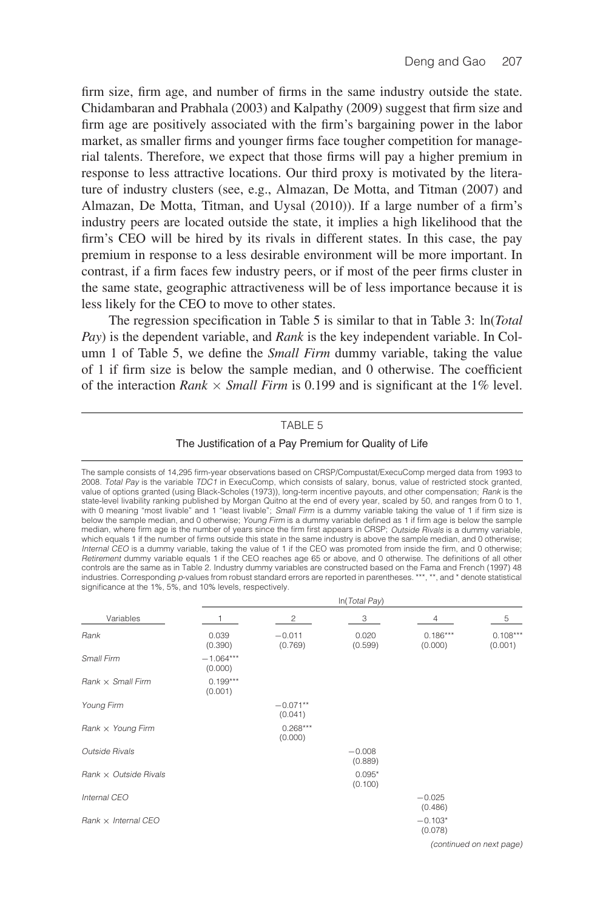firm size, firm age, and number of firms in the same industry outside the state. Chidambaran and Prabhala (2003) and Kalpathy (2009) suggest that firm size and firm age are positively associated with the firm's bargaining power in the labor market, as smaller firms and younger firms face tougher competition for managerial talents. Therefore, we expect that those firms will pay a higher premium in response to less attractive locations. Our third proxy is motivated by the literature of industry clusters (see, e.g., Almazan, De Motta, and Titman (2007) and Almazan, De Motta, Titman, and Uysal (2010)). If a large number of a firm's industry peers are located outside the state, it implies a high likelihood that the firm's CEO will be hired by its rivals in different states. In this case, the pay premium in response to a less desirable environment will be more important. In contrast, if a firm faces few industry peers, or if most of the peer firms cluster in the same state, geographic attractiveness will be of less importance because it is less likely for the CEO to move to other states.

The regression specification in Table 5 is similar to that in Table 3: ln(*Total Pay*) is the dependent variable, and *Rank* is the key independent variable. In Column 1 of Table 5, we define the *Small Firm* dummy variable, taking the value of 1 if firm size is below the sample median, and 0 otherwise. The coefficient of the interaction *Rank* × *Small Firm* is 0.199 and is significant at the 1% level.

TABLE 5

The Justification of a Pay Premium for Quality of Life

The sample consists of 14,295 firm-year observations based on CRSP/Compustat/ExecuComp merged data from 1993 to 2008. *Total Pay* is the variable *TDC1* in ExecuComp, which consists of salary, bonus, value of restricted stock granted, value of options granted (using Black-Scholes (1973)), long-term incentive payouts, and other compensation; *Rank* is the state-level livability ranking published by Morgan Quitno at the end of every year, scaled by 50, and ranges from 0 to 1, with 0 meaning "most livable" and 1 "least livable"; *Small Firm* is a dummy variable taking the value of 1 if firm size is below the sample median, and 0 otherwise; *Young Firm* is a dummy variable defined as 1 if firm age is below the sample median, where firm age is the number of years since the firm first appears in CRSP; *Outside Rivals* is a dummy variable, which equals 1 if the number of firms outside this state in the same industry is above the sample median, and 0 otherwise; *Internal CEO* is a dummy variable, taking the value of 1 if the CEO was promoted from inside the firm, and 0 otherwise; *Retirement* dummy variable equals 1 if the CEO reaches age 65 or above, and 0 otherwise. The definitions of all other controls are the same as in Table 2. Industry dummy variables are constructed based on the Fama and French (1997) 48 industries. Corresponding *p*-values from robust standard errors are reported in parentheses. \*\*\*, \*\*, and \* denote statistical significance at the 1%, 5%, and 10% levels, respectively.

| | ln(*Total Pay*) | | | | |
|---|---|---|---|---|---|
| Variables | 1 | 2 | 3 | 4 | 5 |
| *Rank* | 0.039<br>(0.390) | −0.011<br>(0.769) | 0.020<br>(0.599) | 0.186\*\*\*<br>(0.000) | 0.108\*\*\*<br>(0.001) |
| *Small Firm* | −1.064\*\*\*<br>(0.000) | | | | |
| *Rank* × *Small Firm* | 0.199\*\*\*<br>(0.001) | | | | |
| *Young Firm* | | −0.071\*\*<br>(0.041) | | | |
| *Rank* × *Young Firm* | | 0.268\*\*\*<br>(0.000) | | | |
| *Outside Rivals* | | | −0.008<br>(0.889) | | |
| *Rank* × *Outside Rivals* | | | 0.095\*<br>(0.100) | | |
| *Internal CEO* | | | | −0.025<br>(0.486) | |
| *Rank* × *Internal CEO* | | | | −0.103\*<br>(0.078) | |

*(continued on next page)*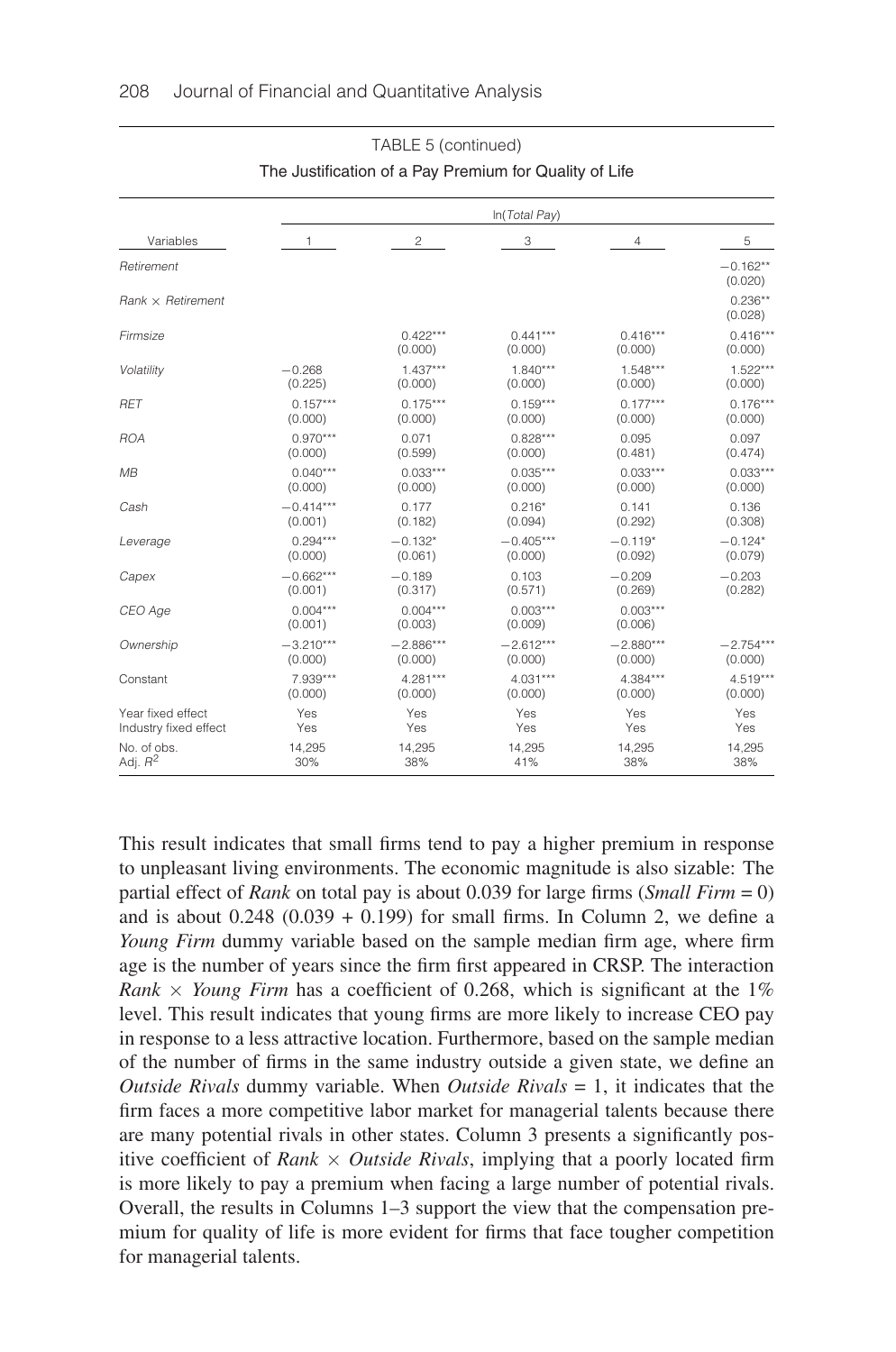TABLE 5 (continued)

The Justification of a Pay Premium for Quality of Life

| Variables | ln(*Total Pay*) | | | | |
|---|---|---|---|---|---|
| | 1 | 2 | 3 | 4 | 5 |
| *Retirement* | | | | | −0.162** |
| | | | | | (0.020) |
| *Rank* × *Retirement* | | | | | 0.236** |
| | | | | | (0.028) |
| *Firmsize* | | 0.422*** | 0.441*** | 0.416*** | 0.416*** |
| | | (0.000) | (0.000) | (0.000) | (0.000) |
| *Volatility* | −0.268 | 1.437*** | 1.840*** | 1.548*** | 1.522*** |
| | (0.225) | (0.000) | (0.000) | (0.000) | (0.000) |
| *RET* | 0.157*** | 0.175*** | 0.159*** | 0.177*** | 0.176*** |
| | (0.000) | (0.000) | (0.000) | (0.000) | (0.000) |
| *ROA* | 0.970*** | 0.071 | 0.828*** | 0.095 | 0.097 |
| | (0.000) | (0.599) | (0.000) | (0.481) | (0.474) |
| *MB* | 0.040*** | 0.033*** | 0.035*** | 0.033*** | 0.033*** |
| | (0.000) | (0.000) | (0.000) | (0.000) | (0.000) |
| *Cash* | −0.414*** | 0.177 | 0.216* | 0.141 | 0.136 |
| | (0.001) | (0.182) | (0.094) | (0.292) | (0.308) |
| *Leverage* | 0.294*** | −0.132* | −0.405*** | −0.119* | −0.124* |
| | (0.000) | (0.061) | (0.000) | (0.092) | (0.079) |
| *Capex* | −0.662*** | −0.189 | 0.103 | −0.209 | −0.203 |
| | (0.001) | (0.317) | (0.571) | (0.269) | (0.282) |
| *CEO Age* | 0.004*** | 0.004*** | 0.003*** | 0.003*** | |
| | (0.001) | (0.003) | (0.009) | (0.006) | |
| *Ownership* | −3.210*** | −2.886*** | −2.612*** | −2.880*** | −2.754*** |
| | (0.000) | (0.000) | (0.000) | (0.000) | (0.000) |
| Constant | 7.939*** | 4.281*** | 4.031*** | 4.384*** | 4.519*** |
| | (0.000) | (0.000) | (0.000) | (0.000) | (0.000) |
| Year fixed effect | Yes | Yes | Yes | Yes | Yes |
| Industry fixed effect | Yes | Yes | Yes | Yes | Yes |
| No. of obs. | 14,295 | 14,295 | 14,295 | 14,295 | 14,295 |
| Adj. $R^2$ | 30% | 38% | 41% | 38% | 38% |

This result indicates that small firms tend to pay a higher premium in response to unpleasant living environments. The economic magnitude is also sizable: The partial effect of *Rank* on total pay is about 0.039 for large firms (*Small Firm* = 0) and is about 0.248 (0.039 + 0.199) for small firms. In Column 2, we define a *Young Firm* dummy variable based on the sample median firm age, where firm age is the number of years since the firm first appeared in CRSP. The interaction *Rank* × *Young Firm* has a coefficient of 0.268, which is significant at the 1% level. This result indicates that young firms are more likely to increase CEO pay in response to a less attractive location. Furthermore, based on the sample median of the number of firms in the same industry outside a given state, we define an *Outside Rivals* dummy variable. When *Outside Rivals* = 1, it indicates that the firm faces a more competitive labor market for managerial talents because there are many potential rivals in other states. Column 3 presents a significantly positive coefficient of *Rank* × *Outside Rivals*, implying that a poorly located firm is more likely to pay a premium when facing a large number of potential rivals. Overall, the results in Columns 1–3 support the view that the compensation premium for quality of life is more evident for firms that face tougher competition for managerial talents.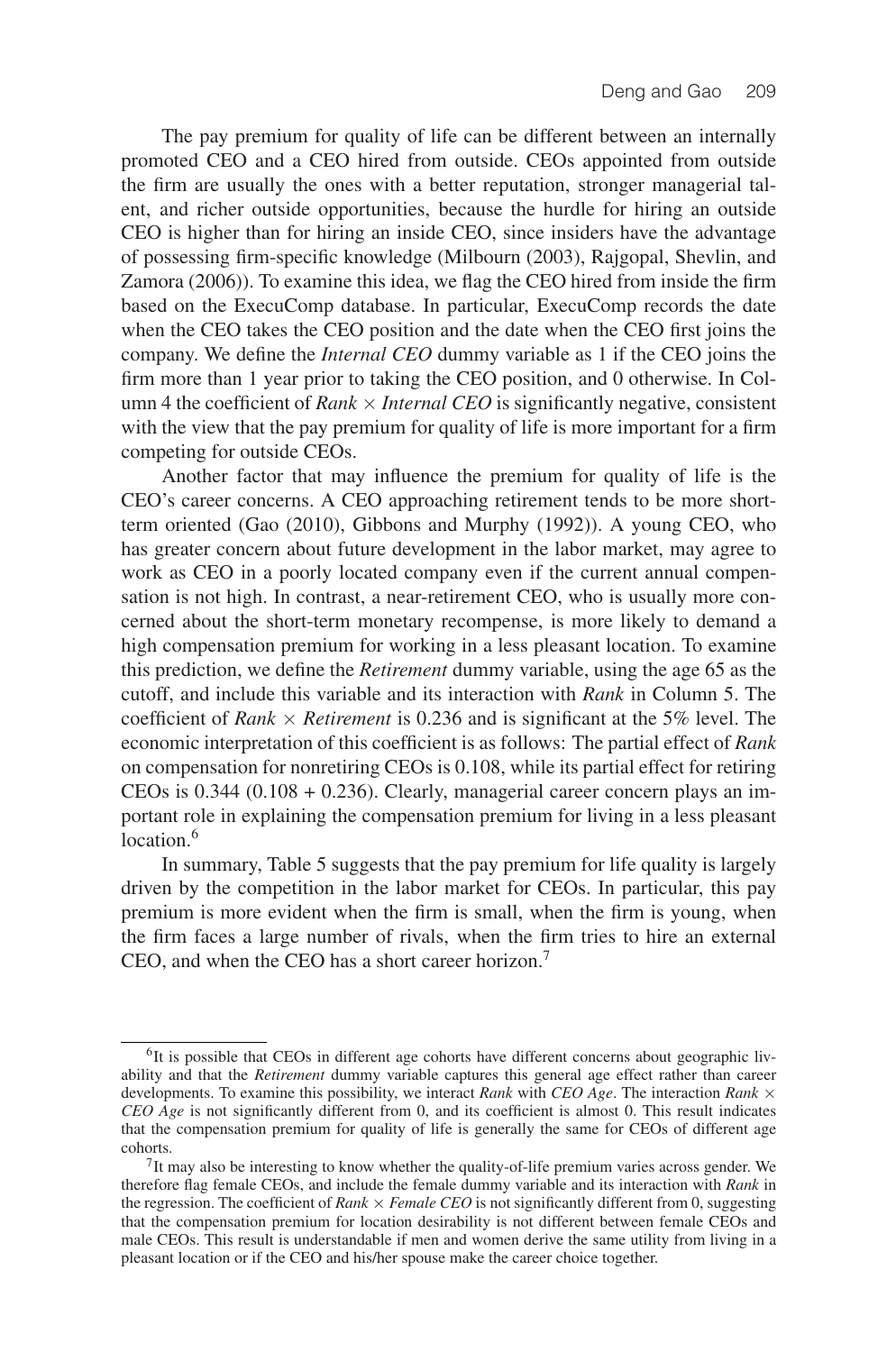The pay premium for quality of life can be different between an internally promoted CEO and a CEO hired from outside. CEOs appointed from outside the firm are usually the ones with a better reputation, stronger managerial talent, and richer outside opportunities, because the hurdle for hiring an outside CEO is higher than for hiring an inside CEO, since insiders have the advantage of possessing firm-specific knowledge (Milbourn (2003), Rajgopal, Shevlin, and Zamora (2006)). To examine this idea, we flag the CEO hired from inside the firm based on the ExecuComp database. In particular, ExecuComp records the date when the CEO takes the CEO position and the date when the CEO first joins the company. We define the *Internal CEO* dummy variable as 1 if the CEO joins the firm more than 1 year prior to taking the CEO position, and 0 otherwise. In Column 4 the coefficient of *Rank* × *Internal CEO* is significantly negative, consistent with the view that the pay premium for quality of life is more important for a firm competing for outside CEOs.

Another factor that may influence the premium for quality of life is the CEO's career concerns. A CEO approaching retirement tends to be more short-term oriented (Gao (2010), Gibbons and Murphy (1992)). A young CEO, who has greater concern about future development in the labor market, may agree to work as CEO in a poorly located company even if the current annual compensation is not high. In contrast, a near-retirement CEO, who is usually more concerned about the short-term monetary recompense, is more likely to demand a high compensation premium for working in a less pleasant location. To examine this prediction, we define the *Retirement* dummy variable, using the age 65 as the cutoff, and include this variable and its interaction with *Rank* in Column 5. The coefficient of *Rank* × *Retirement* is 0.236 and is significant at the 5% level. The economic interpretation of this coefficient is as follows: The partial effect of *Rank* on compensation for nonretiring CEOs is 0.108, while its partial effect for retiring CEOs is 0.344 (0.108 + 0.236). Clearly, managerial career concern plays an important role in explaining the compensation premium for living in a less pleasant location.[6]

In summary, Table 5 suggests that the pay premium for life quality is largely driven by the competition in the labor market for CEOs. In particular, this pay premium is more evident when the firm is small, when the firm is young, when the firm faces a large number of rivals, when the firm tries to hire an external CEO, and when the CEO has a short career horizon.[7]

---

[6]It is possible that CEOs in different age cohorts have different concerns about geographic livability and that the *Retirement* dummy variable captures this general age effect rather than career developments. To examine this possibility, we interact *Rank* with *CEO Age*. The interaction *Rank* × *CEO Age* is not significantly different from 0, and its coefficient is almost 0. This result indicates that the compensation premium for quality of life is generally the same for CEOs of different age cohorts.

[7]It may also be interesting to know whether the quality-of-life premium varies across gender. We therefore flag female CEOs, and include the female dummy variable and its interaction with *Rank* in the regression. The coefficient of *Rank* × *Female CEO* is not significantly different from 0, suggesting that the compensation premium for location desirability is not different between female CEOs and male CEOs. This result is understandable if men and women derive the same utility from living in a pleasant location or if the CEO and his/her spouse make the career choice together.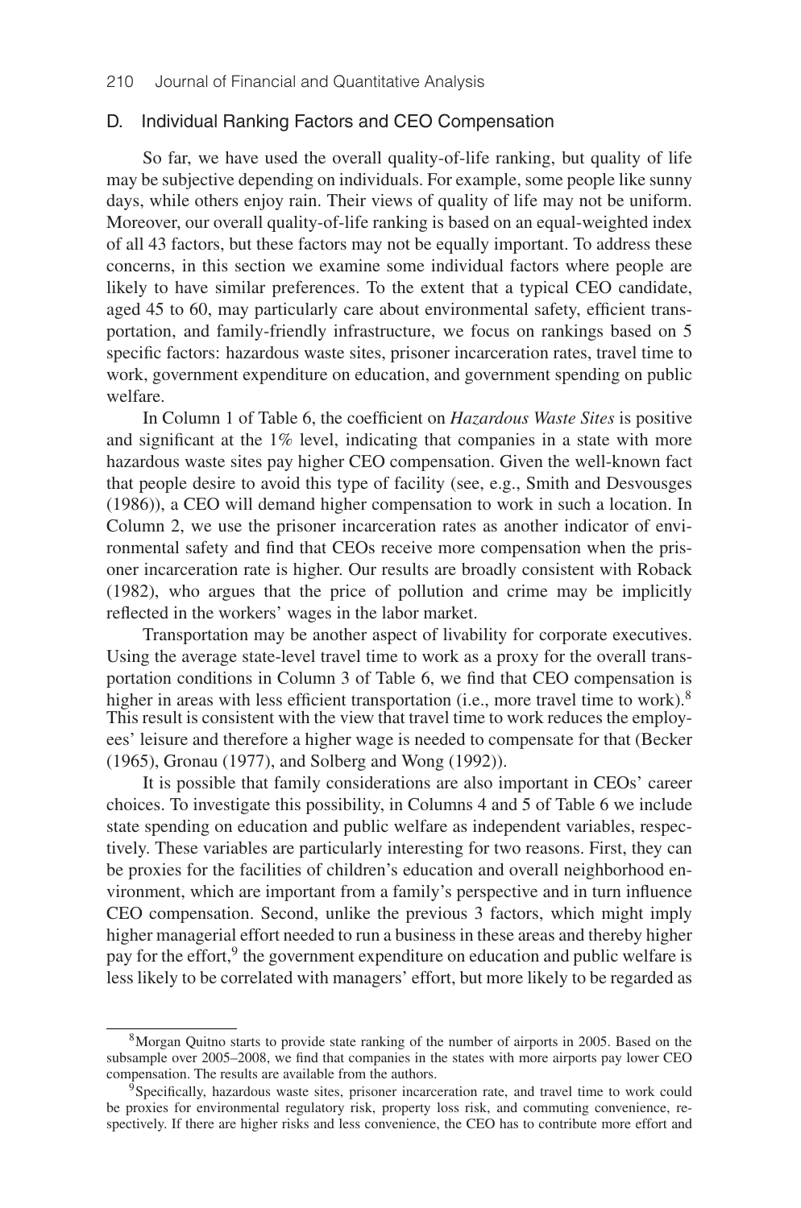### D. Individual Ranking Factors and CEO Compensation

So far, we have used the overall quality-of-life ranking, but quality of life may be subjective depending on individuals. For example, some people like sunny days, while others enjoy rain. Their views of quality of life may not be uniform. Moreover, our overall quality-of-life ranking is based on an equal-weighted index of all 43 factors, but these factors may not be equally important. To address these concerns, in this section we examine some individual factors where people are likely to have similar preferences. To the extent that a typical CEO candidate, aged 45 to 60, may particularly care about environmental safety, efficient transportation, and family-friendly infrastructure, we focus on rankings based on 5 specific factors: hazardous waste sites, prisoner incarceration rates, travel time to work, government expenditure on education, and government spending on public welfare.

In Column 1 of Table 6, the coefficient on *Hazardous Waste Sites* is positive and significant at the 1% level, indicating that companies in a state with more hazardous waste sites pay higher CEO compensation. Given the well-known fact that people desire to avoid this type of facility (see, e.g., Smith and Desvousges (1986)), a CEO will demand higher compensation to work in such a location. In Column 2, we use the prisoner incarceration rates as another indicator of environmental safety and find that CEOs receive more compensation when the prisoner incarceration rate is higher. Our results are broadly consistent with Roback (1982), who argues that the price of pollution and crime may be implicitly reflected in the workers' wages in the labor market.

Transportation may be another aspect of livability for corporate executives. Using the average state-level travel time to work as a proxy for the overall transportation conditions in Column 3 of Table 6, we find that CEO compensation is higher in areas with less efficient transportation (i.e., more travel time to work).[8] This result is consistent with the view that travel time to work reduces the employees' leisure and therefore a higher wage is needed to compensate for that (Becker (1965), Gronau (1977), and Solberg and Wong (1992)).

It is possible that family considerations are also important in CEOs' career choices. To investigate this possibility, in Columns 4 and 5 of Table 6 we include state spending on education and public welfare as independent variables, respectively. These variables are particularly interesting for two reasons. First, they can be proxies for the facilities of children's education and overall neighborhood environment, which are important from a family's perspective and in turn influence CEO compensation. Second, unlike the previous 3 factors, which might imply higher managerial effort needed to run a business in these areas and thereby higher pay for the effort,[9] the government expenditure on education and public welfare is less likely to be correlated with managers' effort, but more likely to be regarded as

[8] Morgan Quitno starts to provide state ranking of the number of airports in 2005. Based on the subsample over 2005–2008, we find that companies in the states with more airports pay lower CEO compensation. The results are available from the authors.

[9] Specifically, hazardous waste sites, prisoner incarceration rate, and travel time to work could be proxies for environmental regulatory risk, property loss risk, and commuting convenience, respectively. If there are higher risks and less convenience, the CEO has to contribute more effort and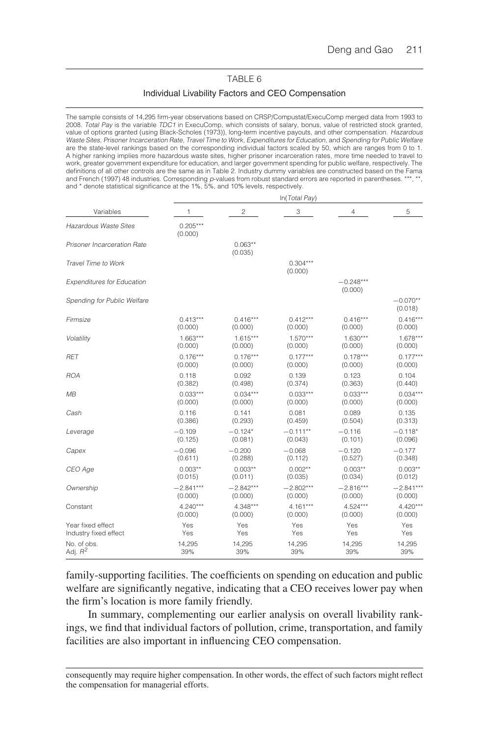TABLE 6

Individual Livability Factors and CEO Compensation

The sample consists of 14,295 firm-year observations based on CRSP/Compustat/ExecuComp merged data from 1993 to 2008. *Total Pay* is the variable *TDC1* in ExecuComp, which consists of salary, bonus, value of restricted stock granted, value of options granted (using Black-Scholes (1973)), long-term incentive payouts, and other compensation. *Hazardous Waste Sites*, *Prisoner Incarceration Rate*, *Travel Time to Work*, *Expenditures for Education*, and *Spending for Public Welfare* are the state-level rankings based on the corresponding individual factors scaled by 50, which are ranges from 0 to 1. A higher ranking implies more hazardous waste sites, higher prisoner incarceration rates, more time needed to travel to work, greater government expenditure for education, and larger government spending for public welfare, respectively. The definitions of all other controls are the same as in Table 2. Industry dummy variables are constructed based on the Fama and French (1997) 48 industries. Corresponding *p*-values from robust standard errors are reported in parentheses. ***, **, and * denote statistical significance at the 1%, 5%, and 10% levels, respectively.

| | ln(*Total Pay*) | | | | |
|---|---|---|---|---|---|
| Variables | 1 | 2 | 3 | 4 | 5 |
| *Hazardous Waste Sites* | 0.205***<br>(0.000) | | | | |
| *Prisoner Incarceration Rate* | | 0.063**<br>(0.035) | | | |
| *Travel Time to Work* | | | 0.304***<br>(0.000) | | |
| *Expenditures for Education* | | | | −0.248***<br>(0.000) | |
| *Spending for Public Welfare* | | | | | −0.070**<br>(0.018) |
| *Firmsize* | 0.413***<br>(0.000) | 0.416***<br>(0.000) | 0.412***<br>(0.000) | 0.416***<br>(0.000) | 0.416***<br>(0.000) |
| *Volatility* | 1.663***<br>(0.000) | 1.615***<br>(0.000) | 1.570***<br>(0.000) | 1.630***<br>(0.000) | 1.678***<br>(0.000) |
| *RET* | 0.176***<br>(0.000) | 0.176***<br>(0.000) | 0.177***<br>(0.000) | 0.178***<br>(0.000) | 0.177***<br>(0.000) |
| *ROA* | 0.118<br>(0.382) | 0.092<br>(0.498) | 0.139<br>(0.374) | 0.123<br>(0.363) | 0.104<br>(0.440) |
| *MB* | 0.033***<br>(0.000) | 0.034***<br>(0.000) | 0.033***<br>(0.000) | 0.033***<br>(0.000) | 0.034***<br>(0.000) |
| *Cash* | 0.116<br>(0.386) | 0.141<br>(0.293) | 0.081<br>(0.459) | 0.089<br>(0.504) | 0.135<br>(0.313) |
| *Leverage* | −0.109<br>(0.125) | −0.124*<br>(0.081) | −0.111**<br>(0.043) | −0.116<br>(0.101) | −0.118*<br>(0.096) |
| *Capex* | −0.096<br>(0.611) | −0.200<br>(0.288) | −0.068<br>(0.112) | −0.120<br>(0.527) | −0.177<br>(0.348) |
| *CEO Age* | 0.003**<br>(0.015) | 0.003**<br>(0.011) | 0.002**<br>(0.035) | 0.003**<br>(0.034) | 0.003**<br>(0.012) |
| *Ownership* | −2.841***<br>(0.000) | −2.842***<br>(0.000) | −2.802***<br>(0.000) | −2.816***<br>(0.000) | −2.841***<br>(0.000) |
| Constant | 4.240***<br>(0.000) | 4.348***<br>(0.000) | 4.161***<br>(0.000) | 4.524***<br>(0.000) | 4.420***<br>(0.000) |
| Year fixed effect | Yes | Yes | Yes | Yes | Yes |
| Industry fixed effect | Yes | Yes | Yes | Yes | Yes |
| No. of obs. | 14,295 | 14,295 | 14,295 | 14,295 | 14,295 |
| Adj. $R^2$ | 39% | 39% | 39% | 39% | 39% |

family-supporting facilities. The coefficients on spending on education and public welfare are significantly negative, indicating that a CEO receives lower pay when the firm's location is more family friendly.

In summary, complementing our earlier analysis on overall livability rankings, we find that individual factors of pollution, crime, transportation, and family facilities are also important in influencing CEO compensation.

consequently may require higher compensation. In other words, the effect of such factors might reflect the compensation for managerial efforts.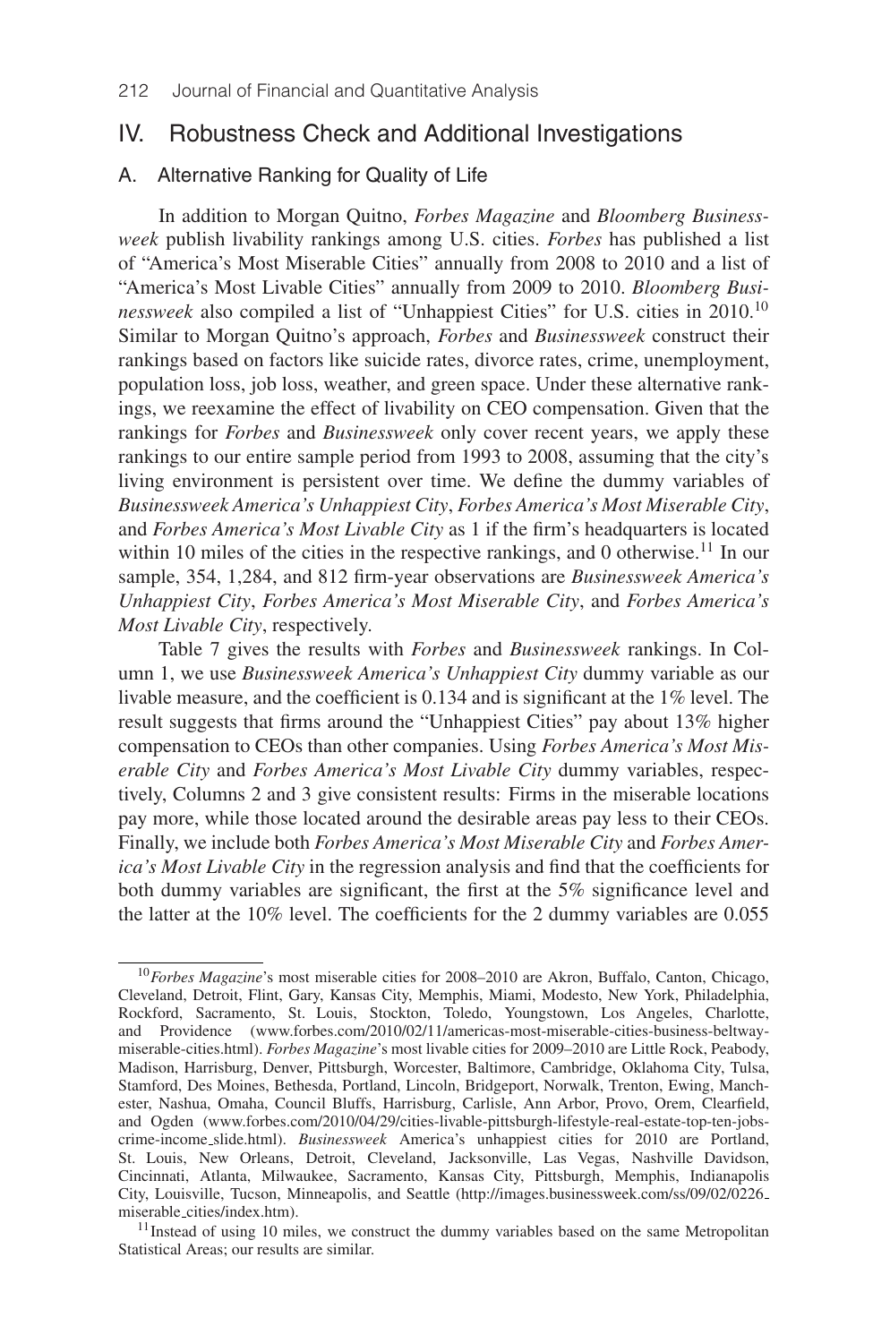## IV. Robustness Check and Additional Investigations

### A. Alternative Ranking for Quality of Life

In addition to Morgan Quitno, *Forbes Magazine* and *Bloomberg Businessweek* publish livability rankings among U.S. cities. *Forbes* has published a list of "America's Most Miserable Cities" annually from 2008 to 2010 and a list of "America's Most Livable Cities" annually from 2009 to 2010. *Bloomberg Businessweek* also compiled a list of "Unhappiest Cities" for U.S. cities in 2010.[10] Similar to Morgan Quitno's approach, *Forbes* and *Businessweek* construct their rankings based on factors like suicide rates, divorce rates, crime, unemployment, population loss, job loss, weather, and green space. Under these alternative rankings, we reexamine the effect of livability on CEO compensation. Given that the rankings for *Forbes* and *Businessweek* only cover recent years, we apply these rankings to our entire sample period from 1993 to 2008, assuming that the city's living environment is persistent over time. We define the dummy variables of *Businessweek America's Unhappiest City*, *Forbes America's Most Miserable City*, and *Forbes America's Most Livable City* as 1 if the firm's headquarters is located within 10 miles of the cities in the respective rankings, and 0 otherwise.[11] In our sample, 354, 1,284, and 812 firm-year observations are *Businessweek America's Unhappiest City*, *Forbes America's Most Miserable City*, and *Forbes America's Most Livable City*, respectively.

Table 7 gives the results with *Forbes* and *Businessweek* rankings. In Column 1, we use *Businessweek America's Unhappiest City* dummy variable as our livable measure, and the coefficient is 0.134 and is significant at the 1% level. The result suggests that firms around the "Unhappiest Cities" pay about 13% higher compensation to CEOs than other companies. Using *Forbes America's Most Miserable City* and *Forbes America's Most Livable City* dummy variables, respectively, Columns 2 and 3 give consistent results: Firms in the miserable locations pay more, while those located around the desirable areas pay less to their CEOs. Finally, we include both *Forbes America's Most Miserable City* and *Forbes America's Most Livable City* in the regression analysis and find that the coefficients for both dummy variables are significant, the first at the 5% significance level and the latter at the 10% level. The coefficients for the 2 dummy variables are 0.055

[10] *Forbes Magazine*'s most miserable cities for 2008–2010 are Akron, Buffalo, Canton, Chicago, Cleveland, Detroit, Flint, Gary, Kansas City, Memphis, Miami, Modesto, New York, Philadelphia, Rockford, Sacramento, St. Louis, Stockton, Toledo, Youngstown, Los Angeles, Charlotte, and Providence (www.forbes.com/2010/02/11/americas-most-miserable-cities-business-beltway-miserable-cities.html). *Forbes Magazine*'s most livable cities for 2009–2010 are Little Rock, Peabody, Madison, Harrisburg, Denver, Pittsburgh, Worcester, Baltimore, Cambridge, Oklahoma City, Tulsa, Stamford, Des Moines, Bethesda, Portland, Lincoln, Bridgeport, Norwalk, Trenton, Ewing, Manchester, Nashua, Omaha, Council Bluffs, Harrisburg, Carlisle, Ann Arbor, Provo, Orem, Clearfield, and Ogden (www.forbes.com/2010/04/29/cities-livable-pittsburgh-lifestyle-real-estate-top-ten-jobs-crime-income_slide.html). *Businessweek* America's unhappiest cities for 2010 are Portland, St. Louis, New Orleans, Detroit, Cleveland, Jacksonville, Las Vegas, Nashville Davidson, Cincinnati, Atlanta, Milwaukee, Sacramento, Kansas City, Pittsburgh, Memphis, Indianapolis City, Louisville, Tucson, Minneapolis, and Seattle (http://images.businessweek.com/ss/09/02/0226_miserable_cities/index.htm).

[11] Instead of using 10 miles, we construct the dummy variables based on the same Metropolitan Statistical Areas; our results are similar.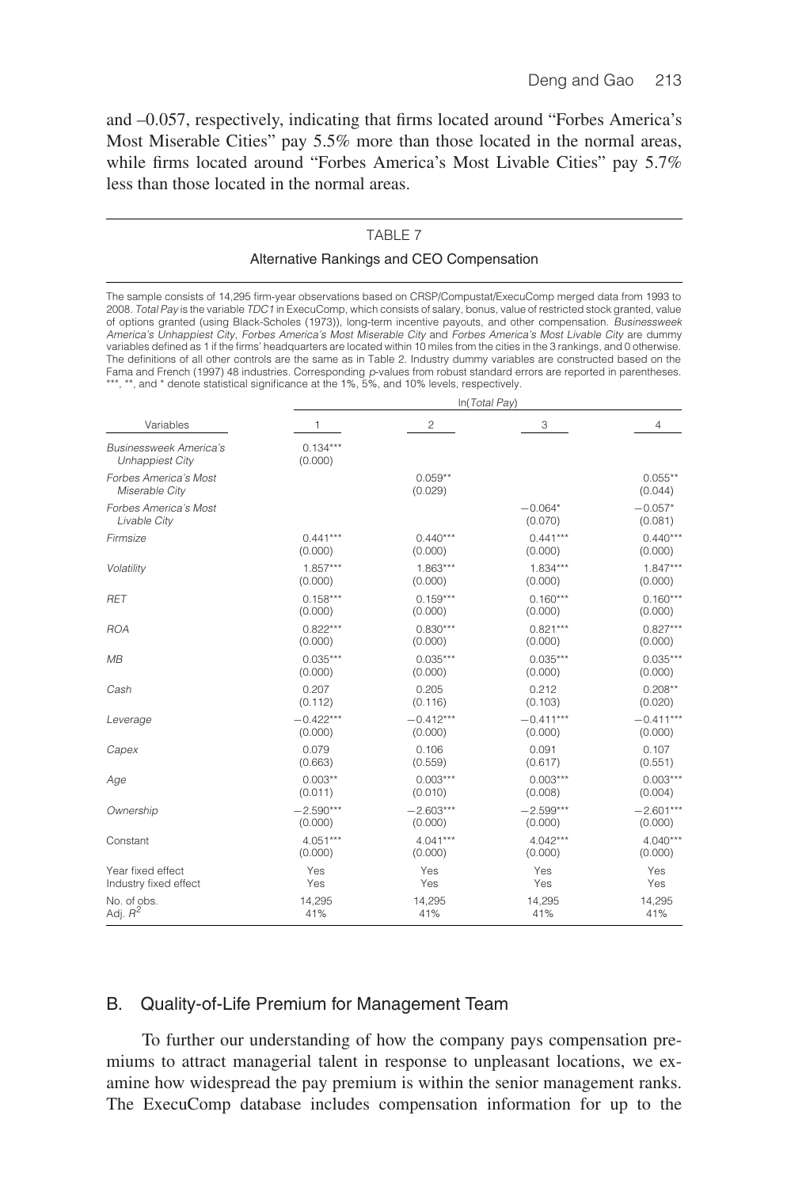and –0.057, respectively, indicating that firms located around "Forbes America's Most Miserable Cities" pay 5.5% more than those located in the normal areas, while firms located around "Forbes America's Most Livable Cities" pay 5.7% less than those located in the normal areas.

TABLE 7

Alternative Rankings and CEO Compensation

The sample consists of 14,295 firm-year observations based on CRSP/Compustat/ExecuComp merged data from 1993 to 2008. *Total Pay* is the variable *TDC1* in ExecuComp, which consists of salary, bonus, value of restricted stock granted, value of options granted (using Black-Scholes (1973)), long-term incentive payouts, and other compensation. *Businessweek America's Unhappiest City*, *Forbes America's Most Miserable City* and *Forbes America's Most Livable City* are dummy variables defined as 1 if the firms' headquarters are located within 10 miles from the cities in the 3 rankings, and 0 otherwise. The definitions of all other controls are the same as in Table 2. Industry dummy variables are constructed based on the Fama and French (1997) 48 industries. Corresponding *p*-values from robust standard errors are reported in parentheses. \*\*\*, \*\*, and \* denote statistical significance at the 1%, 5%, and 10% levels, respectively.

| | ln(*Total Pay*) | | | |
|---|---|---|---|---|
| Variables | 1 | 2 | 3 | 4 |
| *Businessweek America's Unhappiest City* | 0.134***<br>(0.000) | | | |
| *Forbes America's Most Miserable City* | | 0.059**<br>(0.029) | | 0.055**<br>(0.044) |
| *Forbes America's Most Livable City* | | | −0.064*<br>(0.070) | −0.057*<br>(0.081) |
| *Firmsize* | 0.441***<br>(0.000) | 0.440***<br>(0.000) | 0.441***<br>(0.000) | 0.440***<br>(0.000) |
| *Volatility* | 1.857***<br>(0.000) | 1.863***<br>(0.000) | 1.834***<br>(0.000) | 1.847***<br>(0.000) |
| *RET* | 0.158***<br>(0.000) | 0.159***<br>(0.000) | 0.160***<br>(0.000) | 0.160***<br>(0.000) |
| *ROA* | 0.822***<br>(0.000) | 0.830***<br>(0.000) | 0.821***<br>(0.000) | 0.827***<br>(0.000) |
| *MB* | 0.035***<br>(0.000) | 0.035***<br>(0.000) | 0.035***<br>(0.000) | 0.035***<br>(0.000) |
| *Cash* | 0.207<br>(0.112) | 0.205<br>(0.116) | 0.212<br>(0.103) | 0.208**<br>(0.020) |
| *Leverage* | −0.422***<br>(0.000) | −0.412***<br>(0.000) | −0.411***<br>(0.000) | −0.411***<br>(0.000) |
| *Capex* | 0.079<br>(0.663) | 0.106<br>(0.559) | 0.091<br>(0.617) | 0.107<br>(0.551) |
| *Age* | 0.003**<br>(0.011) | 0.003***<br>(0.010) | 0.003***<br>(0.008) | 0.003***<br>(0.004) |
| *Ownership* | −2.590***<br>(0.000) | −2.603***<br>(0.000) | −2.599***<br>(0.000) | −2.601***<br>(0.000) |
| Constant | 4.051***<br>(0.000) | 4.041***<br>(0.000) | 4.042***<br>(0.000) | 4.040***<br>(0.000) |
| Year fixed effect | Yes | Yes | Yes | Yes |
| Industry fixed effect | Yes | Yes | Yes | Yes |
| No. of obs. | 14,295 | 14,295 | 14,295 | 14,295 |
| Adj. $R^2$ | 41% | 41% | 41% | 41% |

## B. Quality-of-Life Premium for Management Team

To further our understanding of how the company pays compensation premiums to attract managerial talent in response to unpleasant locations, we examine how widespread the pay premium is within the senior management ranks. The ExecuComp database includes compensation information for up to the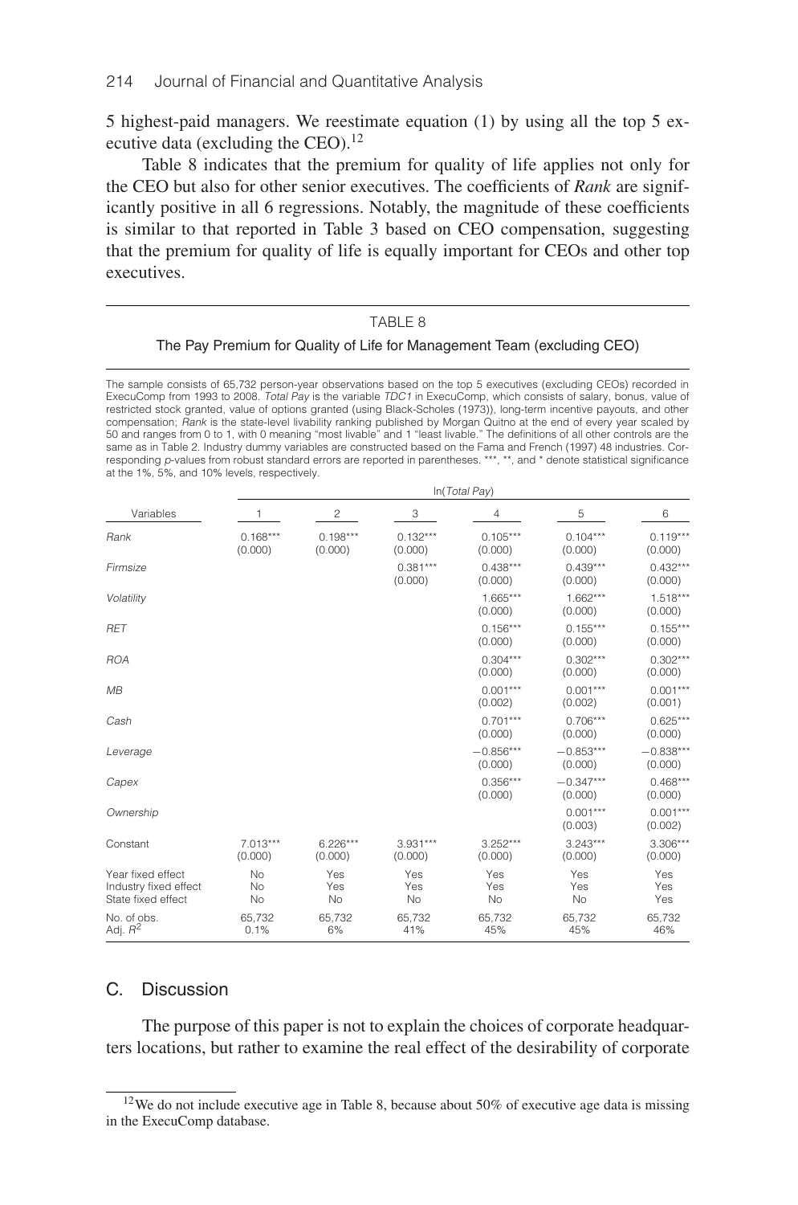5 highest-paid managers. We reestimate equation (1) by using all the top 5 executive data (excluding the CEO).[12]

Table 8 indicates that the premium for quality of life applies not only for the CEO but also for other senior executives. The coefficients of *Rank* are significantly positive in all 6 regressions. Notably, the magnitude of these coefficients is similar to that reported in Table 3 based on CEO compensation, suggesting that the premium for quality of life is equally important for CEOs and other top executives.

TABLE 8

The Pay Premium for Quality of Life for Management Team (excluding CEO)

The sample consists of 65,732 person-year observations based on the top 5 executives (excluding CEOs) recorded in ExecuComp from 1993 to 2008. *Total Pay* is the variable *TDC1* in ExecuComp, which consists of salary, bonus, value of restricted stock granted, value of options granted (using Black-Scholes (1973)), long-term incentive payouts, and other compensation; *Rank* is the state-level livability ranking published by Morgan Quitno at the end of every year scaled by 50 and ranges from 0 to 1, with 0 meaning "most livable" and 1 "least livable." The definitions of all other controls are the same as in Table 2. Industry dummy variables are constructed based on the Fama and French (1997) 48 industries. Corresponding *p*-values from robust standard errors are reported in parentheses. \*\*\*, \*\*, and \* denote statistical significance at the 1%, 5%, and 10% levels, respectively.

| | ln(*Total Pay*) | | | | | |
|---|---|---|---|---|---|---|
| Variables | 1 | 2 | 3 | 4 | 5 | 6 |
| *Rank* | 0.168\*\*\* (0.000) | 0.198\*\*\* (0.000) | 0.132\*\*\* (0.000) | 0.105\*\*\* (0.000) | 0.104\*\*\* (0.000) | 0.119\*\*\* (0.000) |
| *Firmsize* | | | 0.381\*\*\* (0.000) | 0.438\*\*\* (0.000) | 0.439\*\*\* (0.000) | 0.432\*\*\* (0.000) |
| *Volatility* | | | | 1.665\*\*\* (0.000) | 1.662\*\*\* (0.000) | 1.518\*\*\* (0.000) |
| *RET* | | | | 0.156\*\*\* (0.000) | 0.155\*\*\* (0.000) | 0.155\*\*\* (0.000) |
| *ROA* | | | | 0.304\*\*\* (0.000) | 0.302\*\*\* (0.000) | 0.302\*\*\* (0.000) |
| *MB* | | | | 0.001\*\*\* (0.002) | 0.001\*\*\* (0.002) | 0.001\*\*\* (0.001) |
| *Cash* | | | | 0.701\*\*\* (0.000) | 0.706\*\*\* (0.000) | 0.625\*\*\* (0.000) |
| *Leverage* | | | | −0.856\*\*\* (0.000) | −0.853\*\*\* (0.000) | −0.838\*\*\* (0.000) |
| *Capex* | | | | 0.356\*\*\* (0.000) | −0.347\*\*\* (0.000) | 0.468\*\*\* (0.000) |
| *Ownership* | | | | | 0.001\*\*\* (0.003) | 0.001\*\*\* (0.002) |
| Constant | 7.013\*\*\* (0.000) | 6.226\*\*\* (0.000) | 3.931\*\*\* (0.000) | 3.252\*\*\* (0.000) | 3.243\*\*\* (0.000) | 3.306\*\*\* (0.000) |
| Year fixed effect | No | Yes | Yes | Yes | Yes | Yes |
| Industry fixed effect | No | Yes | Yes | Yes | Yes | Yes |
| State fixed effect | No | No | No | No | No | Yes |
| No. of obs. | 65,732 | 65,732 | 65,732 | 65,732 | 65,732 | 65,732 |
| Adj. $R^2$ | 0.1% | 6% | 41% | 45% | 45% | 46% |

## C. Discussion

The purpose of this paper is not to explain the choices of corporate headquarters locations, but rather to examine the real effect of the desirability of corporate

[12] We do not include executive age in Table 8, because about 50% of executive age data is missing in the ExecuComp database.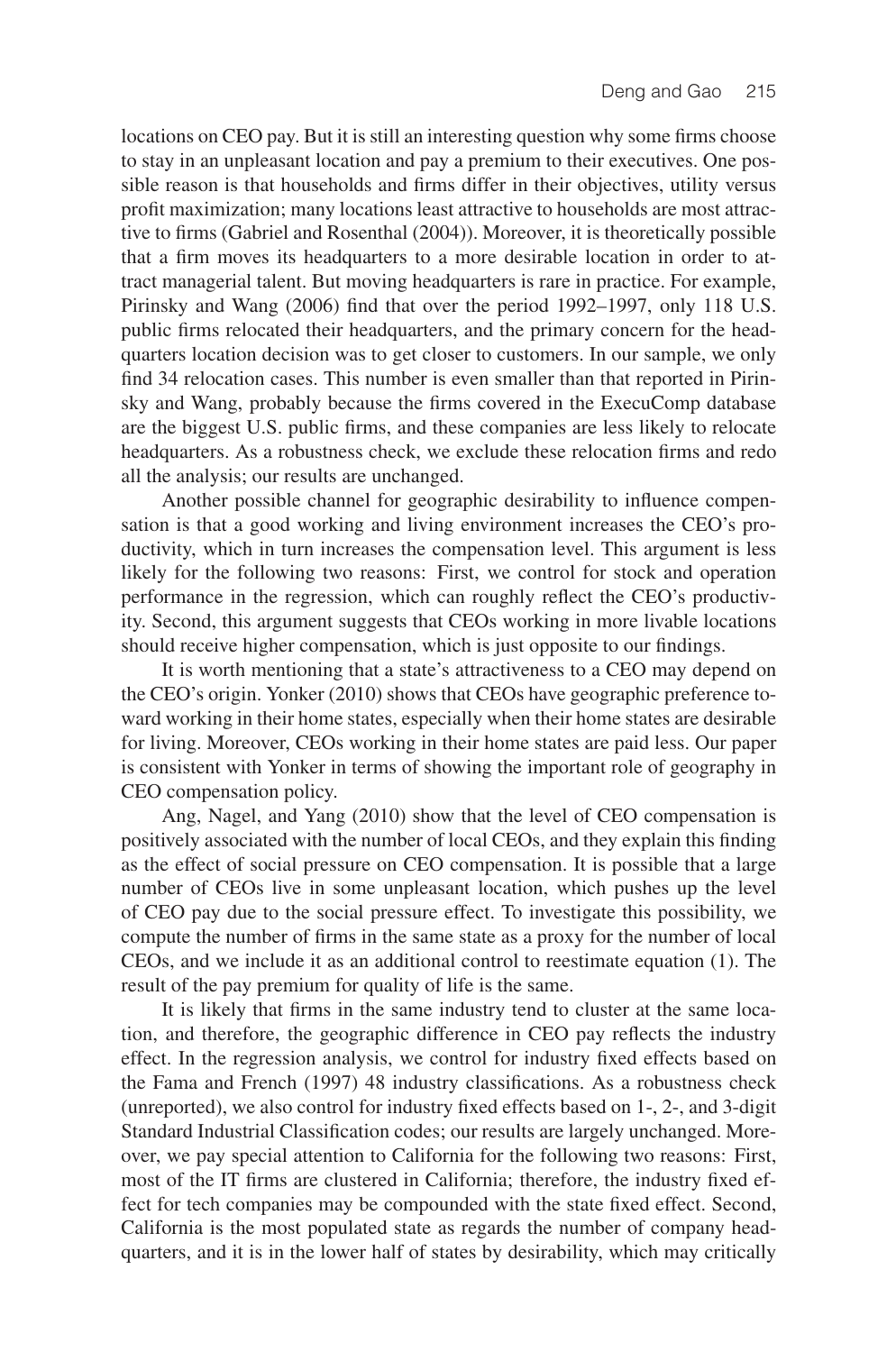locations on CEO pay. But it is still an interesting question why some firms choose to stay in an unpleasant location and pay a premium to their executives. One possible reason is that households and firms differ in their objectives, utility versus profit maximization; many locations least attractive to households are most attractive to firms (Gabriel and Rosenthal (2004)). Moreover, it is theoretically possible that a firm moves its headquarters to a more desirable location in order to attract managerial talent. But moving headquarters is rare in practice. For example, Pirinsky and Wang (2006) find that over the period 1992–1997, only 118 U.S. public firms relocated their headquarters, and the primary concern for the headquarters location decision was to get closer to customers. In our sample, we only find 34 relocation cases. This number is even smaller than that reported in Pirinsky and Wang, probably because the firms covered in the ExecuComp database are the biggest U.S. public firms, and these companies are less likely to relocate headquarters. As a robustness check, we exclude these relocation firms and redo all the analysis; our results are unchanged.

Another possible channel for geographic desirability to influence compensation is that a good working and living environment increases the CEO's productivity, which in turn increases the compensation level. This argument is less likely for the following two reasons: First, we control for stock and operation performance in the regression, which can roughly reflect the CEO's productivity. Second, this argument suggests that CEOs working in more livable locations should receive higher compensation, which is just opposite to our findings.

It is worth mentioning that a state's attractiveness to a CEO may depend on the CEO's origin. Yonker (2010) shows that CEOs have geographic preference toward working in their home states, especially when their home states are desirable for living. Moreover, CEOs working in their home states are paid less. Our paper is consistent with Yonker in terms of showing the important role of geography in CEO compensation policy.

Ang, Nagel, and Yang (2010) show that the level of CEO compensation is positively associated with the number of local CEOs, and they explain this finding as the effect of social pressure on CEO compensation. It is possible that a large number of CEOs live in some unpleasant location, which pushes up the level of CEO pay due to the social pressure effect. To investigate this possibility, we compute the number of firms in the same state as a proxy for the number of local CEOs, and we include it as an additional control to reestimate equation (1). The result of the pay premium for quality of life is the same.

It is likely that firms in the same industry tend to cluster at the same location, and therefore, the geographic difference in CEO pay reflects the industry effect. In the regression analysis, we control for industry fixed effects based on the Fama and French (1997) 48 industry classifications. As a robustness check (unreported), we also control for industry fixed effects based on 1-, 2-, and 3-digit Standard Industrial Classification codes; our results are largely unchanged. Moreover, we pay special attention to California for the following two reasons: First, most of the IT firms are clustered in California; therefore, the industry fixed effect for tech companies may be compounded with the state fixed effect. Second, California is the most populated state as regards the number of company headquarters, and it is in the lower half of states by desirability, which may critically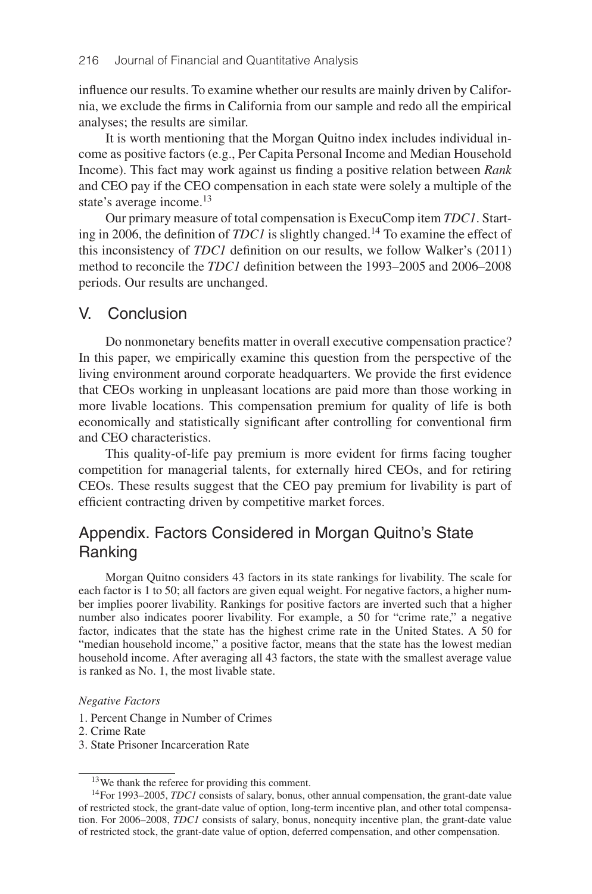influence our results. To examine whether our results are mainly driven by California, we exclude the firms in California from our sample and redo all the empirical analyses; the results are similar.

It is worth mentioning that the Morgan Quitno index includes individual income as positive factors (e.g., Per Capita Personal Income and Median Household Income). This fact may work against us finding a positive relation between *Rank* and CEO pay if the CEO compensation in each state were solely a multiple of the state's average income.[13]

Our primary measure of total compensation is ExecuComp item *TDC1*. Starting in 2006, the definition of *TDC1* is slightly changed.[14] To examine the effect of this inconsistency of *TDC1* definition on our results, we follow Walker's (2011) method to reconcile the *TDC1* definition between the 1993–2005 and 2006–2008 periods. Our results are unchanged.

## V. Conclusion

Do nonmonetary benefits matter in overall executive compensation practice? In this paper, we empirically examine this question from the perspective of the living environment around corporate headquarters. We provide the first evidence that CEOs working in unpleasant locations are paid more than those working in more livable locations. This compensation premium for quality of life is both economically and statistically significant after controlling for conventional firm and CEO characteristics.

This quality-of-life pay premium is more evident for firms facing tougher competition for managerial talents, for externally hired CEOs, and for retiring CEOs. These results suggest that the CEO pay premium for livability is part of efficient contracting driven by competitive market forces.

## Appendix. Factors Considered in Morgan Quitno's State Ranking

Morgan Quitno considers 43 factors in its state rankings for livability. The scale for each factor is 1 to 50; all factors are given equal weight. For negative factors, a higher number implies poorer livability. Rankings for positive factors are inverted such that a higher number also indicates poorer livability. For example, a 50 for "crime rate," a negative factor, indicates that the state has the highest crime rate in the United States. A 50 for "median household income," a positive factor, means that the state has the lowest median household income. After averaging all 43 factors, the state with the smallest average value is ranked as No. 1, the most livable state.

*Negative Factors*

1. Percent Change in Number of Crimes
2. Crime Rate
3. State Prisoner Incarceration Rate

---

[13] We thank the referee for providing this comment.

[14] For 1993–2005, *TDC1* consists of salary, bonus, other annual compensation, the grant-date value of restricted stock, the grant-date value of option, long-term incentive plan, and other total compensation. For 2006–2008, *TDC1* consists of salary, bonus, nonequity incentive plan, the grant-date value of restricted stock, the grant-date value of option, deferred compensation, and other compensation.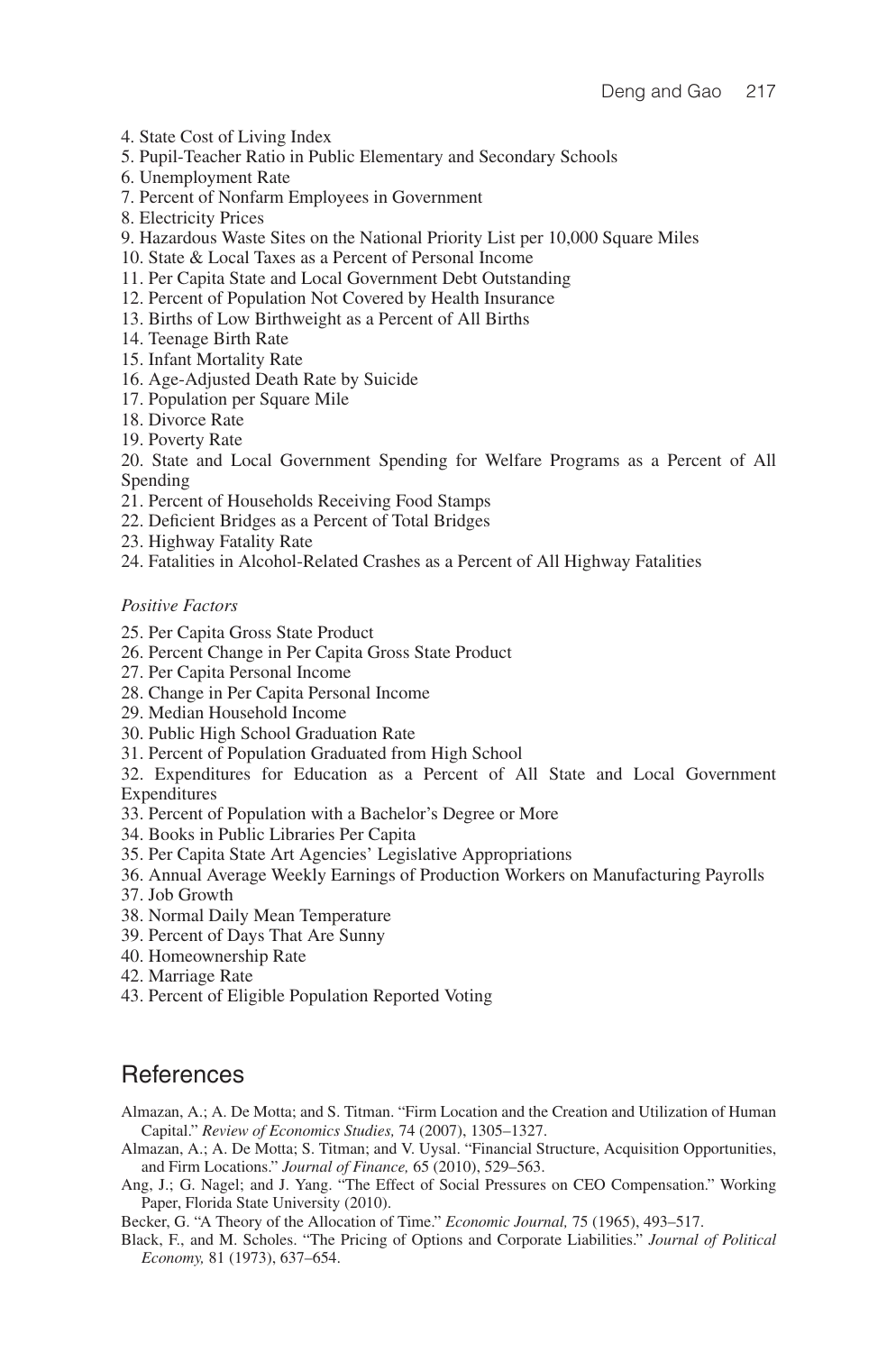4. State Cost of Living Index
5. Pupil-Teacher Ratio in Public Elementary and Secondary Schools
6. Unemployment Rate
7. Percent of Nonfarm Employees in Government
8. Electricity Prices
9. Hazardous Waste Sites on the National Priority List per 10,000 Square Miles
10. State & Local Taxes as a Percent of Personal Income
11. Per Capita State and Local Government Debt Outstanding
12. Percent of Population Not Covered by Health Insurance
13. Births of Low Birthweight as a Percent of All Births
14. Teenage Birth Rate
15. Infant Mortality Rate
16. Age-Adjusted Death Rate by Suicide
17. Population per Square Mile
18. Divorce Rate
19. Poverty Rate
20. State and Local Government Spending for Welfare Programs as a Percent of All Spending
21. Percent of Households Receiving Food Stamps
22. Deficient Bridges as a Percent of Total Bridges
23. Highway Fatality Rate
24. Fatalities in Alcohol-Related Crashes as a Percent of All Highway Fatalities

*Positive Factors*

25. Per Capita Gross State Product
26. Percent Change in Per Capita Gross State Product
27. Per Capita Personal Income
28. Change in Per Capita Personal Income
29. Median Household Income
30. Public High School Graduation Rate
31. Percent of Population Graduated from High School
32. Expenditures for Education as a Percent of All State and Local Government Expenditures
33. Percent of Population with a Bachelor's Degree or More
34. Books in Public Libraries Per Capita
35. Per Capita State Art Agencies' Legislative Appropriations
36. Annual Average Weekly Earnings of Production Workers on Manufacturing Payrolls
37. Job Growth
38. Normal Daily Mean Temperature
39. Percent of Days That Are Sunny
40. Homeownership Rate
42. Marriage Rate
43. Percent of Eligible Population Reported Voting

## References

Almazan, A.; A. De Motta; and S. Titman. "Firm Location and the Creation and Utilization of Human Capital." *Review of Economics Studies,* 74 (2007), 1305–1327.

Almazan, A.; A. De Motta; S. Titman; and V. Uysal. "Financial Structure, Acquisition Opportunities, and Firm Locations." *Journal of Finance,* 65 (2010), 529–563.

Ang, J.; G. Nagel; and J. Yang. "The Effect of Social Pressures on CEO Compensation." Working Paper, Florida State University (2010).

Becker, G. "A Theory of the Allocation of Time." *Economic Journal,* 75 (1965), 493–517.

Black, F., and M. Scholes. "The Pricing of Options and Corporate Liabilities." *Journal of Political Economy,* 81 (1973), 637–654.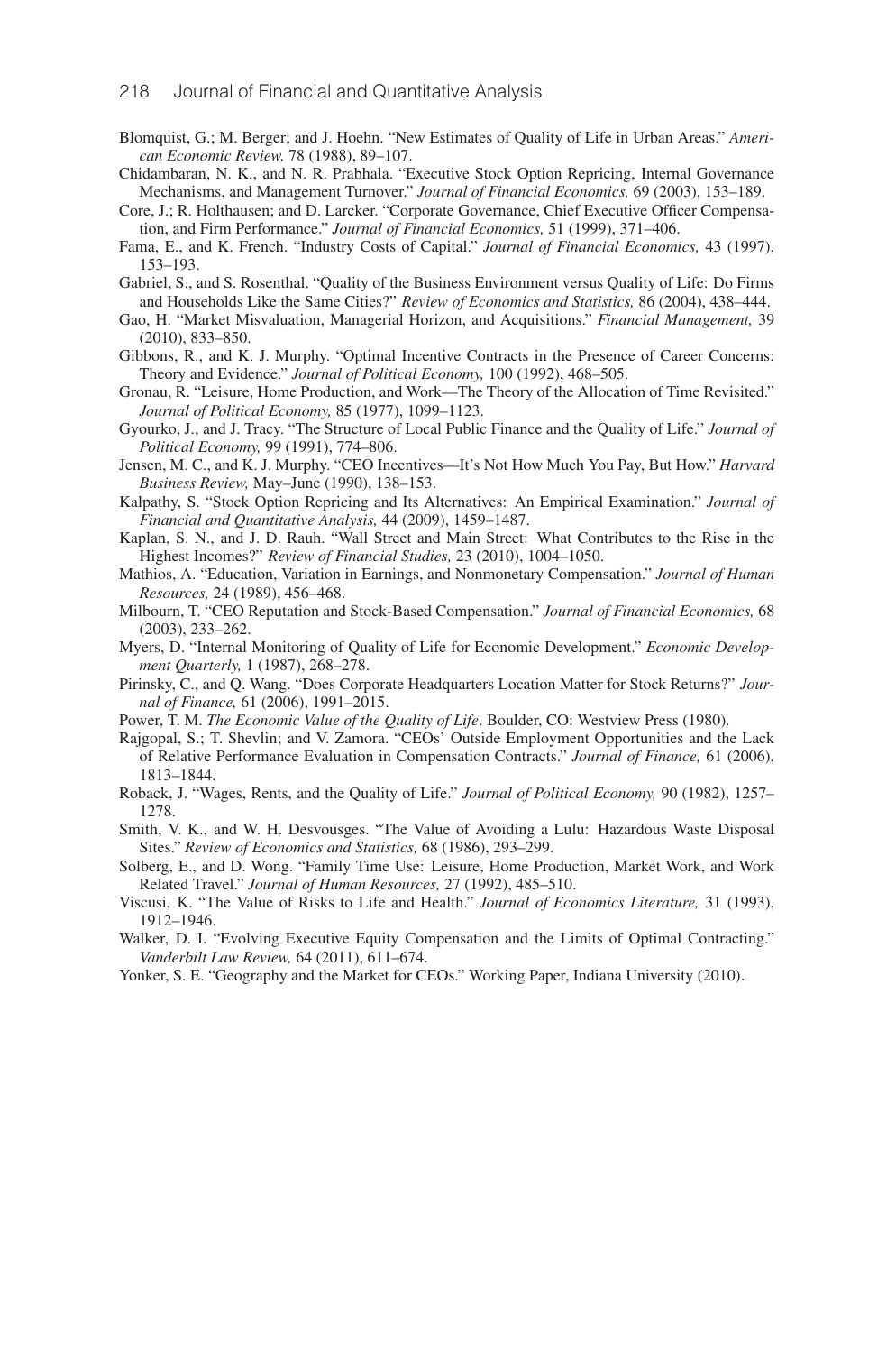Blomquist, G.; M. Berger; and J. Hoehn. "New Estimates of Quality of Life in Urban Areas." *American Economic Review,* 78 (1988), 89–107.

Chidambaran, N. K., and N. R. Prabhala. "Executive Stock Option Repricing, Internal Governance Mechanisms, and Management Turnover." *Journal of Financial Economics,* 69 (2003), 153–189.

Core, J.; R. Holthausen; and D. Larcker. "Corporate Governance, Chief Executive Officer Compensation, and Firm Performance." *Journal of Financial Economics,* 51 (1999), 371–406.

Fama, E., and K. French. "Industry Costs of Capital." *Journal of Financial Economics,* 43 (1997), 153–193.

Gabriel, S., and S. Rosenthal. "Quality of the Business Environment versus Quality of Life: Do Firms and Households Like the Same Cities?" *Review of Economics and Statistics,* 86 (2004), 438–444.

Gao, H. "Market Misvaluation, Managerial Horizon, and Acquisitions." *Financial Management,* 39 (2010), 833–850.

Gibbons, R., and K. J. Murphy. "Optimal Incentive Contracts in the Presence of Career Concerns: Theory and Evidence." *Journal of Political Economy,* 100 (1992), 468–505.

Gronau, R. "Leisure, Home Production, and Work—The Theory of the Allocation of Time Revisited." *Journal of Political Economy,* 85 (1977), 1099–1123.

Gyourko, J., and J. Tracy. "The Structure of Local Public Finance and the Quality of Life." *Journal of Political Economy,* 99 (1991), 774–806.

Jensen, M. C., and K. J. Murphy. "CEO Incentives—It's Not How Much You Pay, But How." *Harvard Business Review,* May–June (1990), 138–153.

Kalpathy, S. "Stock Option Repricing and Its Alternatives: An Empirical Examination." *Journal of Financial and Quantitative Analysis,* 44 (2009), 1459–1487.

Kaplan, S. N., and J. D. Rauh. "Wall Street and Main Street: What Contributes to the Rise in the Highest Incomes?" *Review of Financial Studies,* 23 (2010), 1004–1050.

Mathios, A. "Education, Variation in Earnings, and Nonmonetary Compensation." *Journal of Human Resources,* 24 (1989), 456–468.

Milbourn, T. "CEO Reputation and Stock-Based Compensation." *Journal of Financial Economics,* 68 (2003), 233–262.

Myers, D. "Internal Monitoring of Quality of Life for Economic Development." *Economic Development Quarterly,* 1 (1987), 268–278.

Pirinsky, C., and Q. Wang. "Does Corporate Headquarters Location Matter for Stock Returns?" *Journal of Finance,* 61 (2006), 1991–2015.

Power, T. M. *The Economic Value of the Quality of Life*. Boulder, CO: Westview Press (1980).

Rajgopal, S.; T. Shevlin; and V. Zamora. "CEOs' Outside Employment Opportunities and the Lack of Relative Performance Evaluation in Compensation Contracts." *Journal of Finance,* 61 (2006), 1813–1844.

Roback, J. "Wages, Rents, and the Quality of Life." *Journal of Political Economy,* 90 (1982), 1257–1278.

Smith, V. K., and W. H. Desvousges. "The Value of Avoiding a Lulu: Hazardous Waste Disposal Sites." *Review of Economics and Statistics,* 68 (1986), 293–299.

Solberg, E., and D. Wong. "Family Time Use: Leisure, Home Production, Market Work, and Work Related Travel." *Journal of Human Resources,* 27 (1992), 485–510.

Viscusi, K. "The Value of Risks to Life and Health." *Journal of Economics Literature,* 31 (1993), 1912–1946.

Walker, D. I. "Evolving Executive Equity Compensation and the Limits of Optimal Contracting." *Vanderbilt Law Review,* 64 (2011), 611–674.

Yonker, S. E. "Geography and the Market for CEOs." Working Paper, Indiana University (2010).